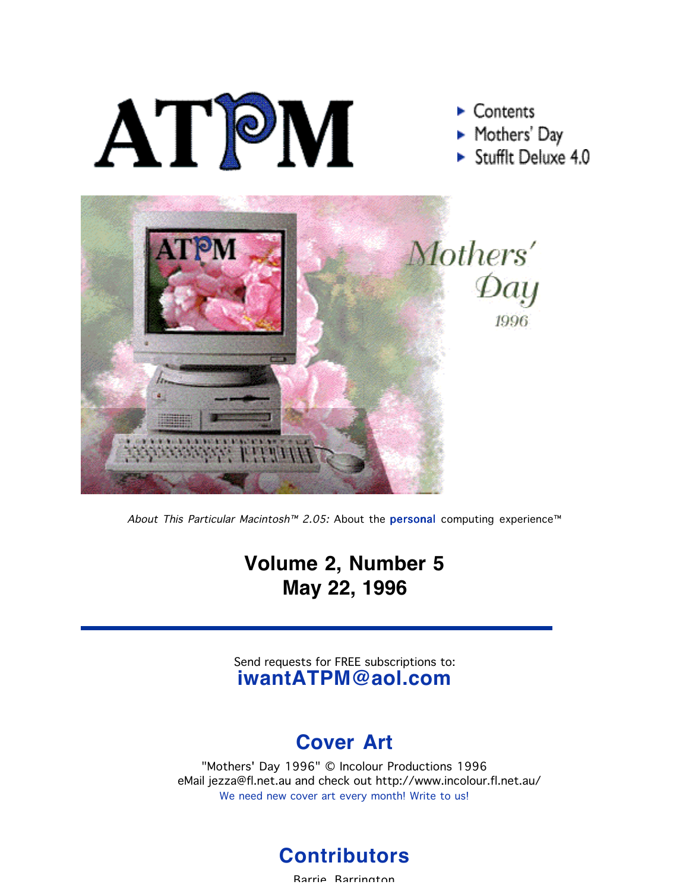# ATPM

- Contents
- Mothers' Day
- StuffIt Deluxe 4.0

*About This Particular Macintosh™ 2.05:* About the **personal** computing experience™

## Volume 2, Number 5
## May 22, 1996

Send requests for FREE subscriptions to:
**iwantATPM@aol.com**

## Cover Art

"Mothers' Day 1996" © Incolour Productions 1996
eMail jezza@fl.net.au and check out http://www.incolour.fl.net.au/
We need new cover art every month! Write to us!

## Contributors

Barrie Barrington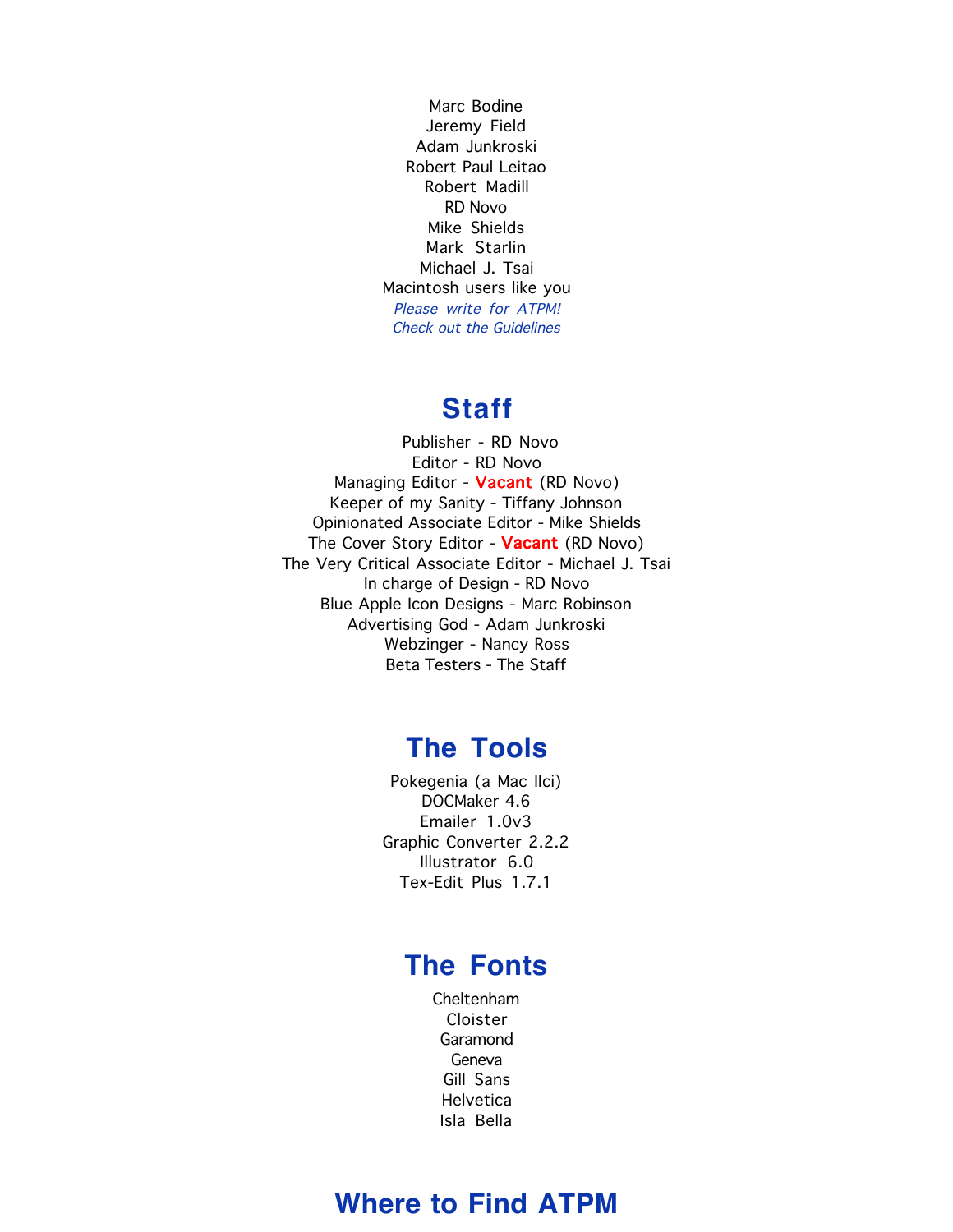Marc Bodine
Jeremy Field
Adam Junkroski
Robert Paul Leitao
Robert Madill
RD Novo
Mike Shields
Mark Starlin
Michael J. Tsai
Macintosh users like you

*Please write for ATPM!*
*Check out the Guidelines*

## Staff

Publisher - RD Novo
Editor - RD Novo
Managing Editor - **Vacant** (RD Novo)
Keeper of my Sanity - Tiffany Johnson
Opinionated Associate Editor - Mike Shields
The Cover Story Editor - **Vacant** (RD Novo)
The Very Critical Associate Editor - Michael J. Tsai
In charge of Design - RD Novo
Blue Apple Icon Designs - Marc Robinson
Advertising God - Adam Junkroski
Webzinger - Nancy Ross
Beta Testers - The Staff

## The Tools

Pokegenia (a Mac IIci)
DOCMaker 4.6
Emailer 1.0v3
Graphic Converter 2.2.2
Illustrator 6.0
Tex-Edit Plus 1.7.1

## The Fonts

Cheltenham
Cloister
Garamond
Geneva
Gill Sans
Helvetica
Isla Bella

## Where to Find ATPM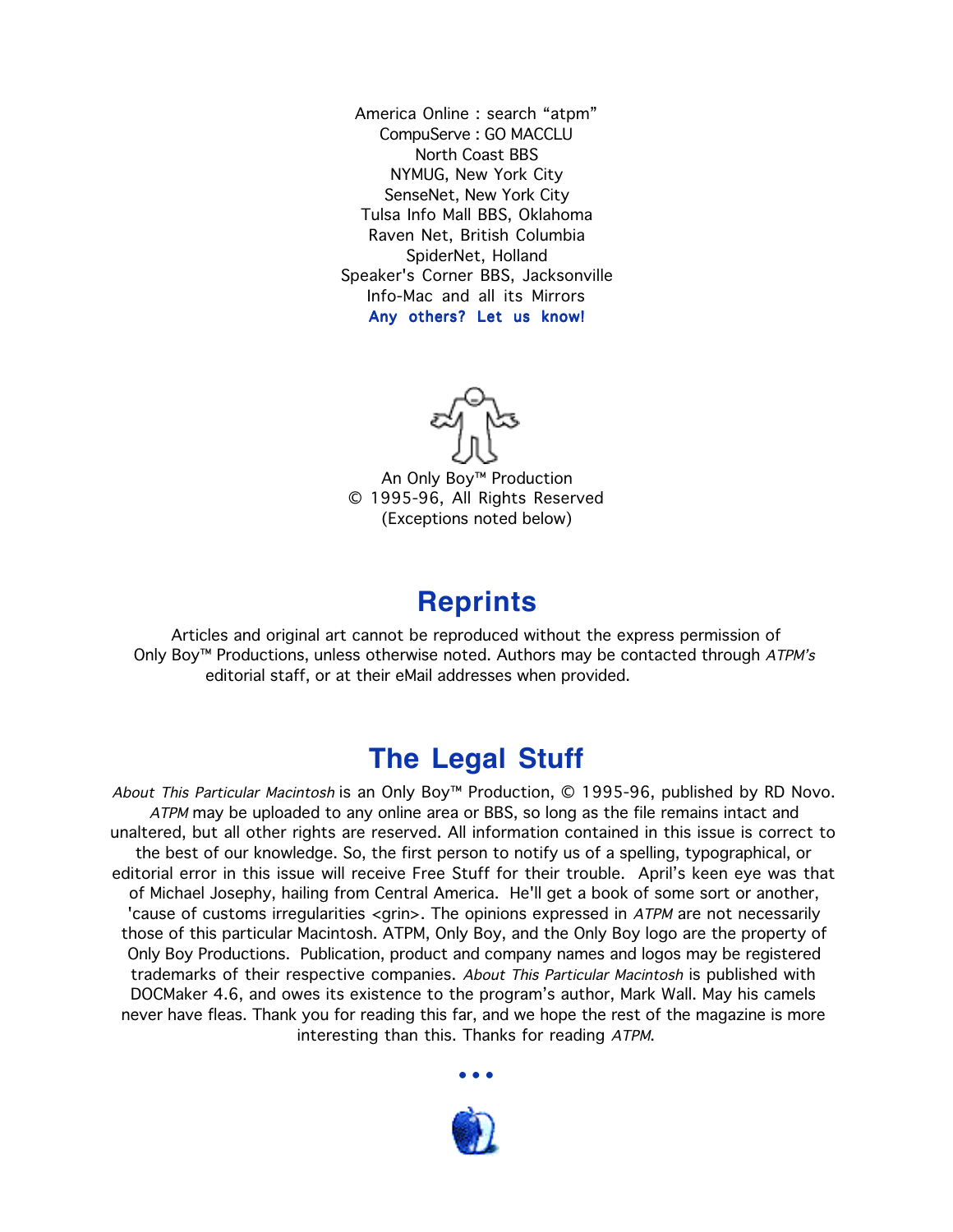America Online : search "atpm"
CompuServe : GO MACCLU
North Coast BBS
NYMUG, New York City
SenseNet, New York City
Tulsa Info Mall BBS, Oklahoma
Raven Net, British Columbia
SpiderNet, Holland
Speaker's Corner BBS, Jacksonville
Info-Mac and all its Mirrors
**Any others? Let us know!**

An Only Boy™ Production
© 1995-96, All Rights Reserved
(Exceptions noted below)

## Reprints

Articles and original art cannot be reproduced without the express permission of Only Boy™ Productions, unless otherwise noted. Authors may be contacted through *ATPM's* editorial staff, or at their eMail addresses when provided.

## The Legal Stuff

*About This Particular Macintosh* is an Only Boy™ Production, © 1995-96, published by RD Novo. *ATPM* may be uploaded to any online area or BBS, so long as the file remains intact and unaltered, but all other rights are reserved. All information contained in this issue is correct to the best of our knowledge. So, the first person to notify us of a spelling, typographical, or editorial error in this issue will receive Free Stuff for their trouble. April's keen eye was that of Michael Josephy, hailing from Central America. He'll get a book of some sort or another, 'cause of customs irregularities <grin>. The opinions expressed in *ATPM* are not necessarily those of this particular Macintosh. ATPM, Only Boy, and the Only Boy logo are the property of Only Boy Productions. Publication, product and company names and logos may be registered trademarks of their respective companies. *About This Particular Macintosh* is published with DOCMaker 4.6, and owes its existence to the program's author, Mark Wall. May his camels never have fleas. Thank you for reading this far, and we hope the rest of the magazine is more interesting than this. Thanks for reading *ATPM*.

• • •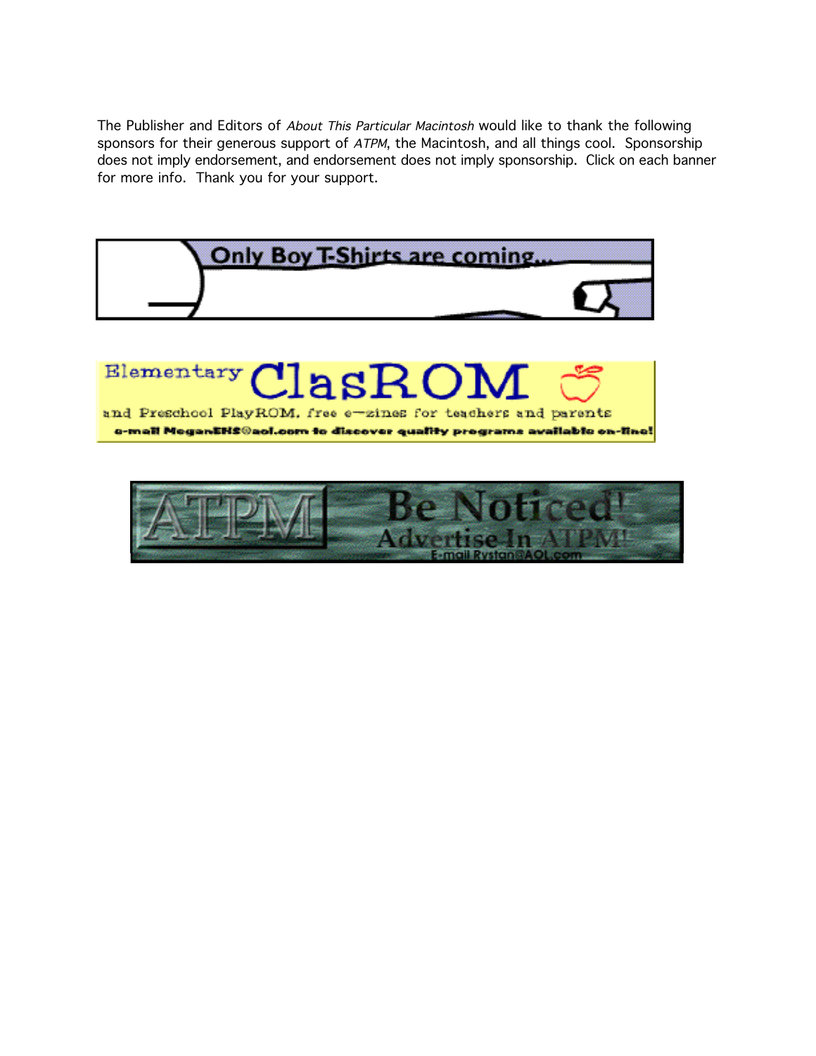The Publisher and Editors of *About This Particular Macintosh* would like to thank the following sponsors for their generous support of *ATPM*, the Macintosh, and all things cool. Sponsorship does not imply endorsement, and endorsement does not imply sponsorship. Click on each banner for more info. Thank you for your support.

Only Boy T-Shirts are coming...

Elementary ClasROM

and Preschool PlayROM, free e-zines for teachers and parents

e-mail MeganEHS@aol.com to discover quality programs available on-line!

ATPM Be Noticed! Advertise In ATPM!

E-mail Rystan@AOL.com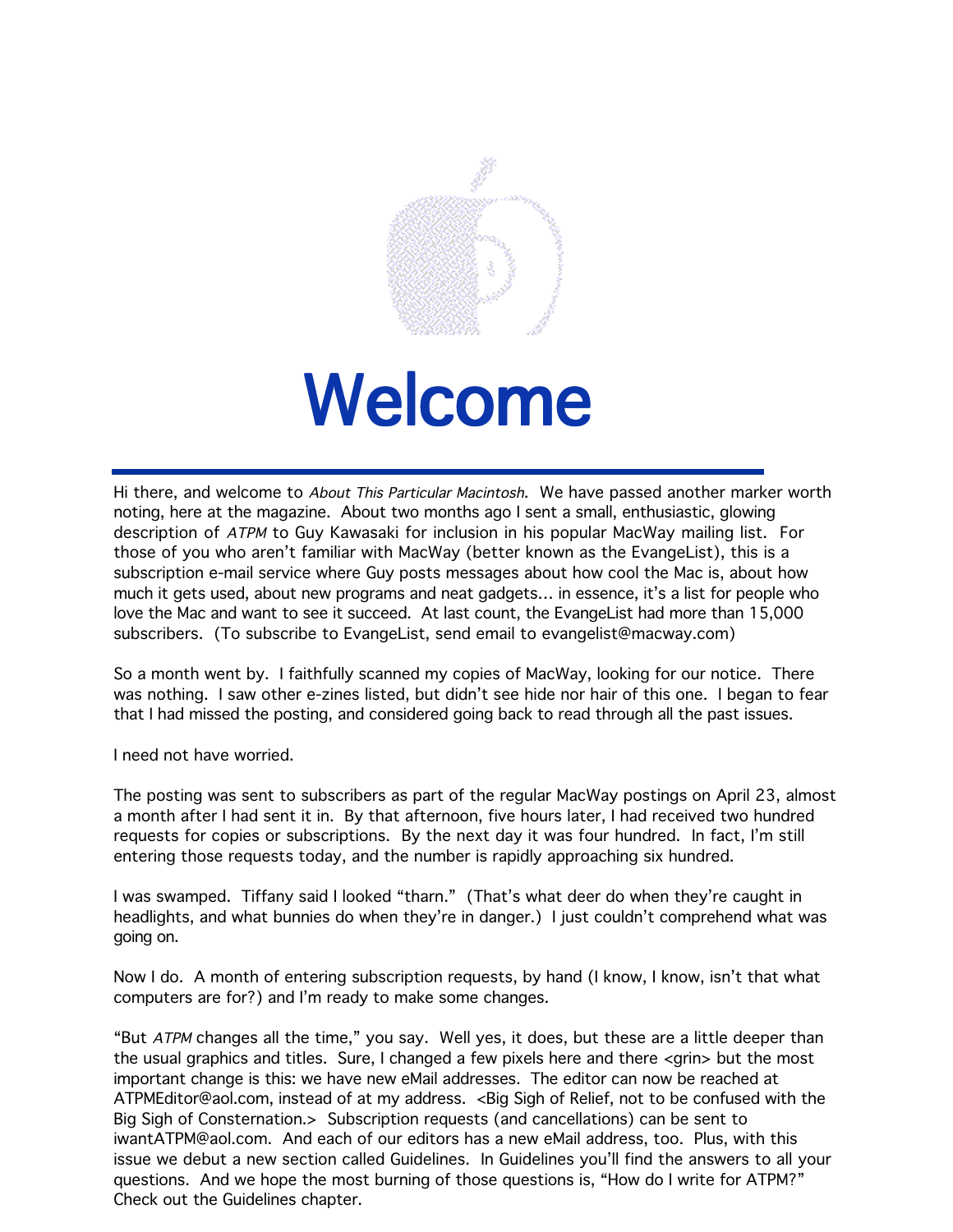# Welcome

Hi there, and welcome to *About This Particular Macintosh*. We have passed another marker worth noting, here at the magazine. About two months ago I sent a small, enthusiastic, glowing description of *ATPM* to Guy Kawasaki for inclusion in his popular MacWay mailing list. For those of you who aren't familiar with MacWay (better known as the EvangeList), this is a subscription e-mail service where Guy posts messages about how cool the Mac is, about how much it gets used, about new programs and neat gadgets... in essence, it's a list for people who love the Mac and want to see it succeed. At last count, the EvangeList had more than 15,000 subscribers. (To subscribe to EvangeList, send email to evangelist@macway.com)

So a month went by. I faithfully scanned my copies of MacWay, looking for our notice. There was nothing. I saw other e-zines listed, but didn't see hide nor hair of this one. I began to fear that I had missed the posting, and considered going back to read through all the past issues.

I need not have worried.

The posting was sent to subscribers as part of the regular MacWay postings on April 23, almost a month after I had sent it in. By that afternoon, five hours later, I had received two hundred requests for copies or subscriptions. By the next day it was four hundred. In fact, I'm still entering those requests today, and the number is rapidly approaching six hundred.

I was swamped. Tiffany said I looked "tharn." (That's what deer do when they're caught in headlights, and what bunnies do when they're in danger.) I just couldn't comprehend what was going on.

Now I do. A month of entering subscription requests, by hand (I know, I know, isn't that what computers are for?) and I'm ready to make some changes.

"But *ATPM* changes all the time," you say. Well yes, it does, but these are a little deeper than the usual graphics and titles. Sure, I changed a few pixels here and there <grin> but the most important change is this: we have new eMail addresses. The editor can now be reached at ATPMEditor@aol.com, instead of at my address. <Big Sigh of Relief, not to be confused with the Big Sigh of Consternation.> Subscription requests (and cancellations) can be sent to iwantATPM@aol.com. And each of our editors has a new eMail address, too. Plus, with this issue we debut a new section called Guidelines. In Guidelines you'll find the answers to all your questions. And we hope the most burning of those questions is, "How do I write for ATPM?" Check out the Guidelines chapter.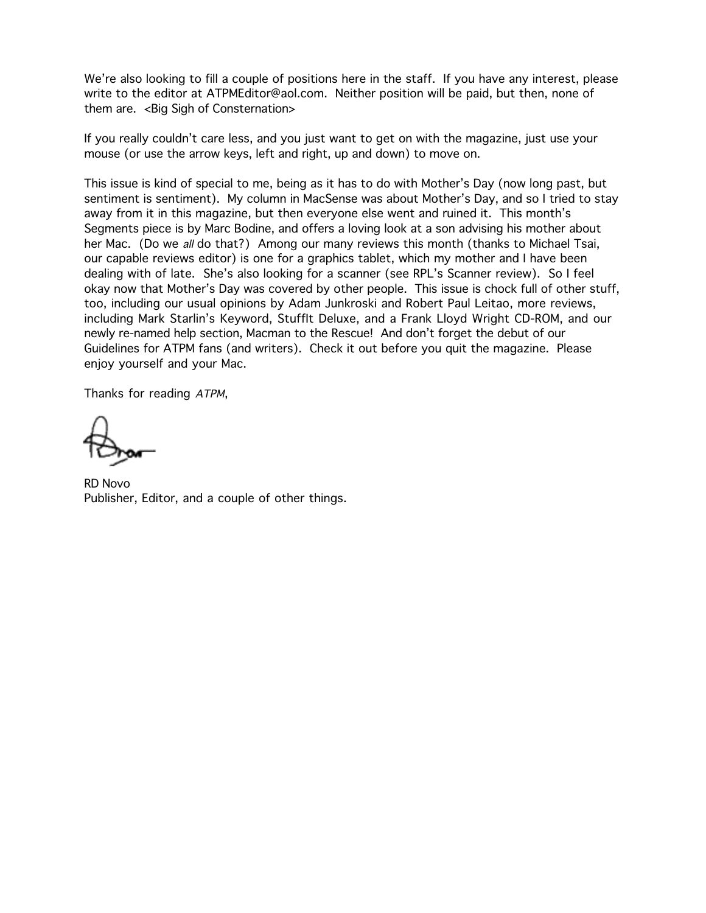We're also looking to fill a couple of positions here in the staff. If you have any interest, please write to the editor at ATPMEditor@aol.com. Neither position will be paid, but then, none of them are. <Big Sigh of Consternation>

If you really couldn't care less, and you just want to get on with the magazine, just use your mouse (or use the arrow keys, left and right, up and down) to move on.

This issue is kind of special to me, being as it has to do with Mother's Day (now long past, but sentiment is sentiment). My column in MacSense was about Mother's Day, and so I tried to stay away from it in this magazine, but then everyone else went and ruined it. This month's Segments piece is by Marc Bodine, and offers a loving look at a son advising his mother about her Mac. (Do we *all* do that?) Among our many reviews this month (thanks to Michael Tsai, our capable reviews editor) is one for a graphics tablet, which my mother and I have been dealing with of late. She's also looking for a scanner (see RPL's Scanner review). So I feel okay now that Mother's Day was covered by other people. This issue is chock full of other stuff, too, including our usual opinions by Adam Junkroski and Robert Paul Leitao, more reviews, including Mark Starlin's Keyword, StuffIt Deluxe, and a Frank Lloyd Wright CD-ROM, and our newly re-named help section, Macman to the Rescue! And don't forget the debut of our Guidelines for ATPM fans (and writers). Check it out before you quit the magazine. Please enjoy yourself and your Mac.

Thanks for reading *ATPM*,

RD Novo
Publisher, Editor, and a couple of other things.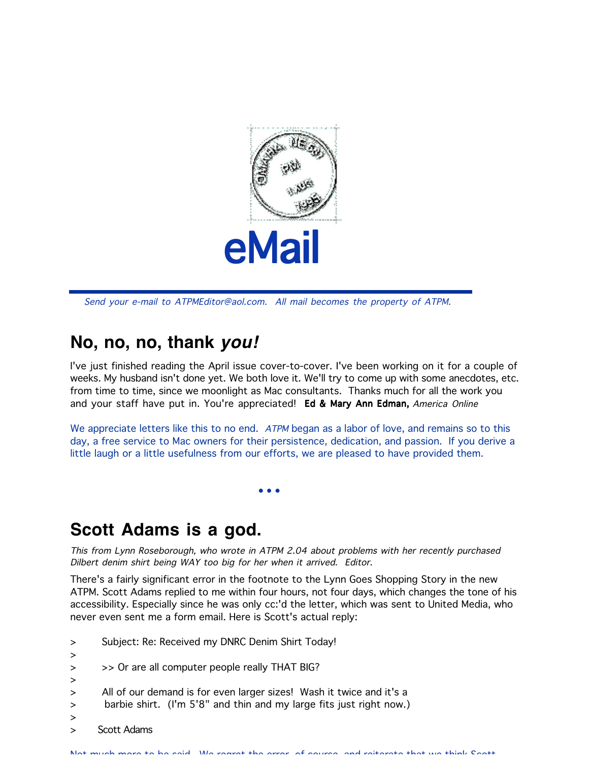# eMail

*Send your e-mail to ATPMEditor@aol.com. All mail becomes the property of ATPM.*

## No, no, no, thank *you!*

I've just finished reading the April issue cover-to-cover. I've been working on it for a couple of weeks. My husband isn't done yet. We both love it. We'll try to come up with some anecdotes, etc. from time to time, since we moonlight as Mac consultants. Thanks much for all the work you and your staff have put in. You're appreciated! **Ed & Mary Ann Edman,** *America Online*

We appreciate letters like this to no end. *ATPM* began as a labor of love, and remains so to this day, a free service to Mac owners for their persistence, dedication, and passion. If you derive a little laugh or a little usefulness from our efforts, we are pleased to have provided them.

• • •

## Scott Adams is a god.

*This from Lynn Roseborough, who wrote in ATPM 2.04 about problems with her recently purchased Dilbert denim shirt being WAY too big for her when it arrived. Editor.*

There's a fairly significant error in the footnote to the Lynn Goes Shopping Story in the new ATPM. Scott Adams replied to me within four hours, not four days, which changes the tone of his accessibility. Especially since he was only cc:'d the letter, which was sent to United Media, who never even sent me a form email. Here is Scott's actual reply:

```
>      Subject: Re: Received my DNRC Denim Shirt Today!
>
>      >> Or are all computer people really THAT BIG?
>
>      All of our demand is for even larger sizes!  Wash it twice and it's a
>       barbie shirt.  (I'm 5'8" and thin and my large fits just right now.)
>
>     Scott Adams
```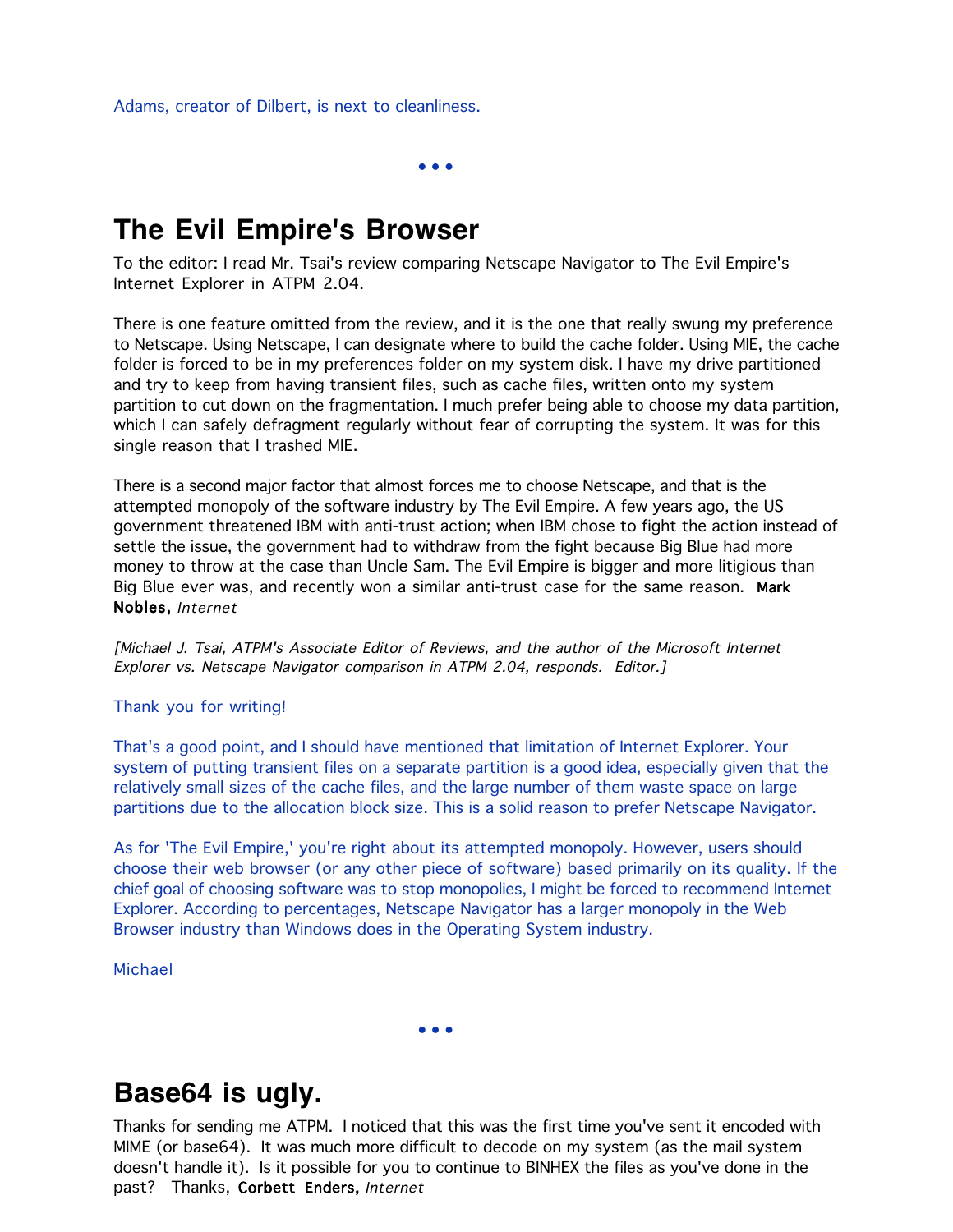Adams, creator of Dilbert, is next to cleanliness.

• • •

# The Evil Empire's Browser

To the editor: I read Mr. Tsai's review comparing Netscape Navigator to The Evil Empire's Internet Explorer in ATPM 2.04.

There is one feature omitted from the review, and it is the one that really swung my preference to Netscape. Using Netscape, I can designate where to build the cache folder. Using MIE, the cache folder is forced to be in my preferences folder on my system disk. I have my drive partitioned and try to keep from having transient files, such as cache files, written onto my system partition to cut down on the fragmentation. I much prefer being able to choose my data partition, which I can safely defragment regularly without fear of corrupting the system. It was for this single reason that I trashed MIE.

There is a second major factor that almost forces me to choose Netscape, and that is the attempted monopoly of the software industry by The Evil Empire. A few years ago, the US government threatened IBM with anti-trust action; when IBM chose to fight the action instead of settle the issue, the government had to withdraw from the fight because Big Blue had more money to throw at the case than Uncle Sam. The Evil Empire is bigger and more litigious than Big Blue ever was, and recently won a similar anti-trust case for the same reason. **Mark Nobles,** *Internet*

*[Michael J. Tsai, ATPM's Associate Editor of Reviews, and the author of the Microsoft Internet Explorer vs. Netscape Navigator comparison in ATPM 2.04, responds. Editor.]*

Thank you for writing!

That's a good point, and I should have mentioned that limitation of Internet Explorer. Your system of putting transient files on a separate partition is a good idea, especially given that the relatively small sizes of the cache files, and the large number of them waste space on large partitions due to the allocation block size. This is a solid reason to prefer Netscape Navigator.

As for 'The Evil Empire,' you're right about its attempted monopoly. However, users should choose their web browser (or any other piece of software) based primarily on its quality. If the chief goal of choosing software was to stop monopolies, I might be forced to recommend Internet Explorer. According to percentages, Netscape Navigator has a larger monopoly in the Web Browser industry than Windows does in the Operating System industry.

Michael

• • •

# Base64 is ugly.

Thanks for sending me ATPM. I noticed that this was the first time you've sent it encoded with MIME (or base64). It was much more difficult to decode on my system (as the mail system doesn't handle it). Is it possible for you to continue to BINHEX the files as you've done in the past? Thanks, **Corbett Enders,** *Internet*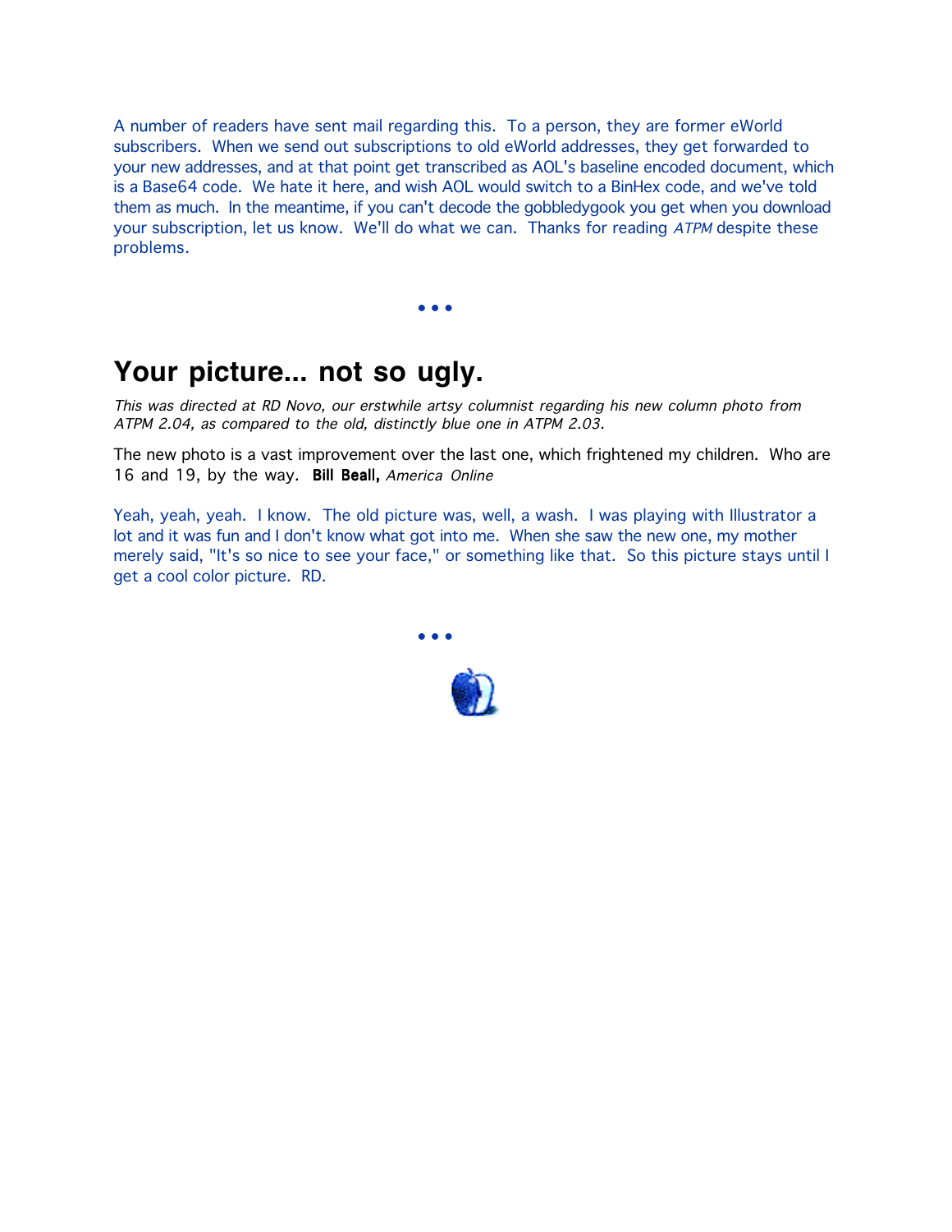A number of readers have sent mail regarding this. To a person, they are former eWorld subscribers. When we send out subscriptions to old eWorld addresses, they get forwarded to your new addresses, and at that point get transcribed as AOL's baseline encoded document, which is a Base64 code. We hate it here, and wish AOL would switch to a BinHex code, and we've told them as much. In the meantime, if you can't decode the gobbledygook you get when you download your subscription, let us know. We'll do what we can. Thanks for reading *ATPM* despite these problems.

• • •

## Your picture... not so ugly.

*This was directed at RD Novo, our erstwhile artsy columnist regarding his new column photo from ATPM 2.04, as compared to the old, distinctly blue one in ATPM 2.03.*

The new photo is a vast improvement over the last one, which frightened my children. Who are 16 and 19, by the way. **Bill Beall,** *America Online*

Yeah, yeah, yeah. I know. The old picture was, well, a wash. I was playing with Illustrator a lot and it was fun and I don't know what got into me. When she saw the new one, my mother merely said, "It's so nice to see your face," or something like that. So this picture stays until I get a cool color picture. RD.

• • •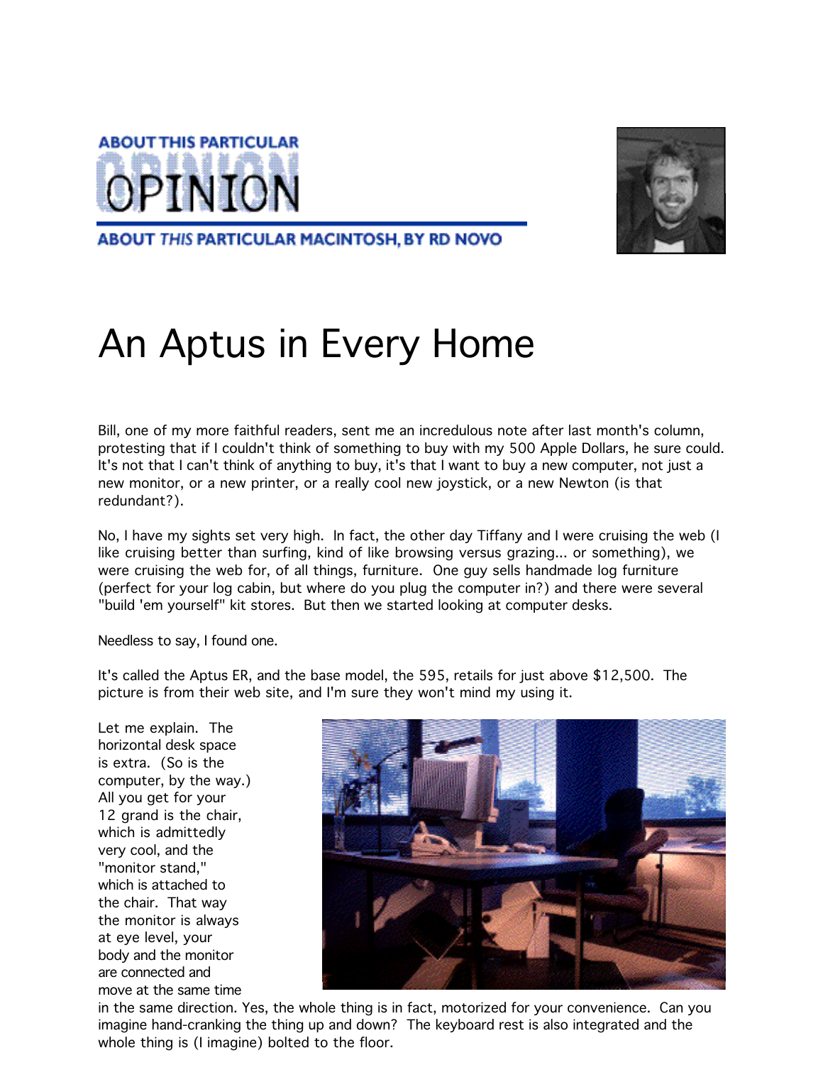ABOUT THIS PARTICULAR OPINION

ABOUT *THIS* PARTICULAR MACINTOSH, BY RD NOVO

# An Aptus in Every Home

Bill, one of my more faithful readers, sent me an incredulous note after last month's column, protesting that if I couldn't think of something to buy with my 500 Apple Dollars, he sure could. It's not that I can't think of anything to buy, it's that I want to buy a new computer, not just a new monitor, or a new printer, or a really cool new joystick, or a new Newton (is that redundant?).

No, I have my sights set very high. In fact, the other day Tiffany and I were cruising the web (I like cruising better than surfing, kind of like browsing versus grazing... or something), we were cruising the web for, of all things, furniture. One guy sells handmade log furniture (perfect for your log cabin, but where do you plug the computer in?) and there were several "build 'em yourself" kit stores. But then we started looking at computer desks.

Needless to say, I found one.

It's called the Aptus ER, and the base model, the 595, retails for just above $12,500. The picture is from their web site, and I'm sure they won't mind my using it.

Let me explain. The horizontal desk space is extra. (So is the computer, by the way.) All you get for your 12 grand is the chair, which is admittedly very cool, and the "monitor stand," which is attached to the chair. That way the monitor is always at eye level, your body and the monitor are connected and move at the same time in the same direction. Yes, the whole thing is in fact, motorized for your convenience. Can you imagine hand-cranking the thing up and down? The keyboard rest is also integrated and the whole thing is (I imagine) bolted to the floor.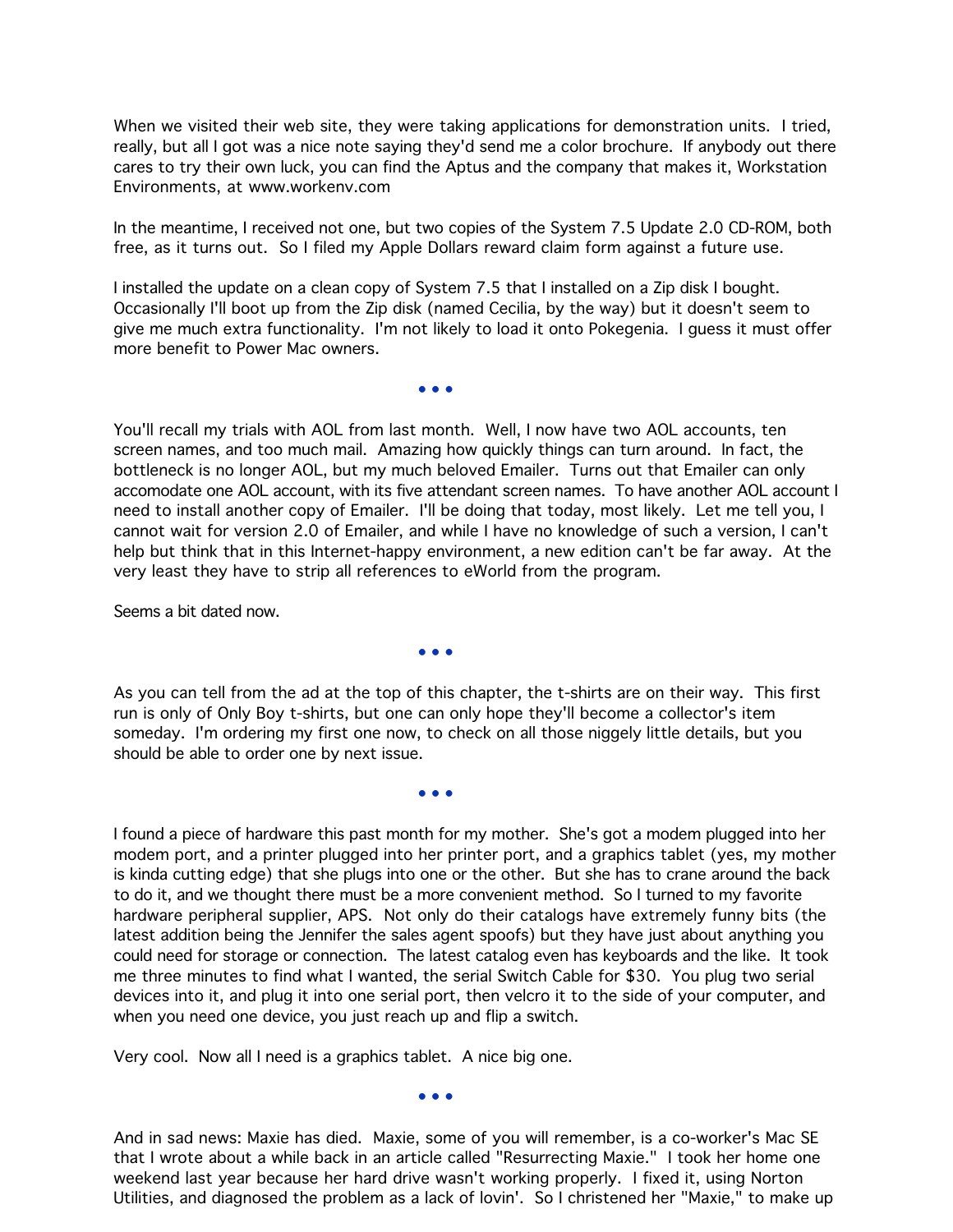When we visited their web site, they were taking applications for demonstration units. I tried, really, but all I got was a nice note saying they'd send me a color brochure. If anybody out there cares to try their own luck, you can find the Aptus and the company that makes it, Workstation Environments, at www.workenv.com

In the meantime, I received not one, but two copies of the System 7.5 Update 2.0 CD-ROM, both free, as it turns out. So I filed my Apple Dollars reward claim form against a future use.

I installed the update on a clean copy of System 7.5 that I installed on a Zip disk I bought. Occasionally I'll boot up from the Zip disk (named Cecilia, by the way) but it doesn't seem to give me much extra functionality. I'm not likely to load it onto Pokegenia. I guess it must offer more benefit to Power Mac owners.

• • •

You'll recall my trials with AOL from last month. Well, I now have two AOL accounts, ten screen names, and too much mail. Amazing how quickly things can turn around. In fact, the bottleneck is no longer AOL, but my much beloved Emailer. Turns out that Emailer can only accomodate one AOL account, with its five attendant screen names. To have another AOL account I need to install another copy of Emailer. I'll be doing that today, most likely. Let me tell you, I cannot wait for version 2.0 of Emailer, and while I have no knowledge of such a version, I can't help but think that in this Internet-happy environment, a new edition can't be far away. At the very least they have to strip all references to eWorld from the program.

Seems a bit dated now.

• • •

As you can tell from the ad at the top of this chapter, the t-shirts are on their way. This first run is only of Only Boy t-shirts, but one can only hope they'll become a collector's item someday. I'm ordering my first one now, to check on all those niggely little details, but you should be able to order one by next issue.

• • •

I found a piece of hardware this past month for my mother. She's got a modem plugged into her modem port, and a printer plugged into her printer port, and a graphics tablet (yes, my mother is kinda cutting edge) that she plugs into one or the other. But she has to crane around the back to do it, and we thought there must be a more convenient method. So I turned to my favorite hardware peripheral supplier, APS. Not only do their catalogs have extremely funny bits (the latest addition being the Jennifer the sales agent spoofs) but they have just about anything you could need for storage or connection. The latest catalog even has keyboards and the like. It took me three minutes to find what I wanted, the serial Switch Cable for $30. You plug two serial devices into it, and plug it into one serial port, then velcro it to the side of your computer, and when you need one device, you just reach up and flip a switch.

Very cool. Now all I need is a graphics tablet. A nice big one.

• • •

And in sad news: Maxie has died. Maxie, some of you will remember, is a co-worker's Mac SE that I wrote about a while back in an article called "Resurrecting Maxie." I took her home one weekend last year because her hard drive wasn't working properly. I fixed it, using Norton Utilities, and diagnosed the problem as a lack of lovin'. So I christened her "Maxie," to make up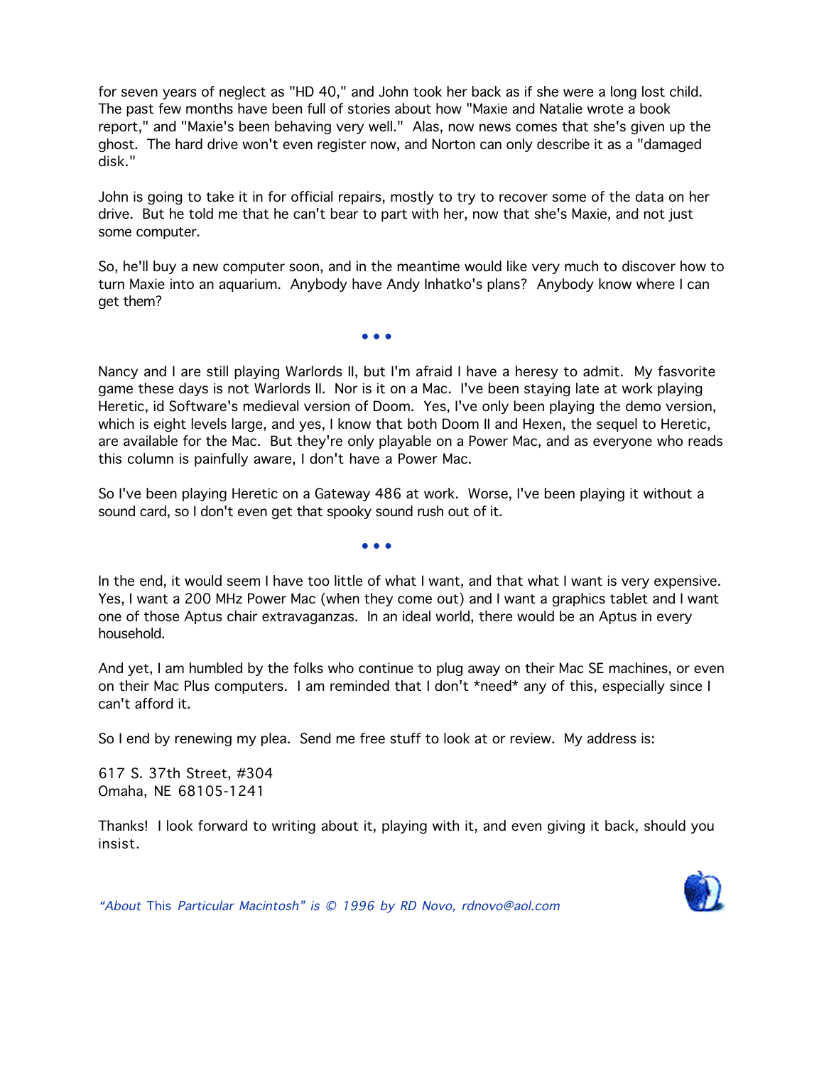for seven years of neglect as "HD 40," and John took her back as if she were a long lost child. The past few months have been full of stories about how "Maxie and Natalie wrote a book report," and "Maxie's been behaving very well." Alas, now news comes that she's given up the ghost. The hard drive won't even register now, and Norton can only describe it as a "damaged disk."

John is going to take it in for official repairs, mostly to try to recover some of the data on her drive. But he told me that he can't bear to part with her, now that she's Maxie, and not just some computer.

So, he'll buy a new computer soon, and in the meantime would like very much to discover how to turn Maxie into an aquarium. Anybody have Andy Inhatko's plans? Anybody know where I can get them?

• • •

Nancy and I are still playing Warlords II, but I'm afraid I have a heresy to admit. My fasvorite game these days is not Warlords II. Nor is it on a Mac. I've been staying late at work playing Heretic, id Software's medieval version of Doom. Yes, I've only been playing the demo version, which is eight levels large, and yes, I know that both Doom II and Hexen, the sequel to Heretic, are available for the Mac. But they're only playable on a Power Mac, and as everyone who reads this column is painfully aware, I don't have a Power Mac.

So I've been playing Heretic on a Gateway 486 at work. Worse, I've been playing it without a sound card, so I don't even get that spooky sound rush out of it.

• • •

In the end, it would seem I have too little of what I want, and that what I want is very expensive. Yes, I want a 200 MHz Power Mac (when they come out) and I want a graphics tablet and I want one of those Aptus chair extravaganzas. In an ideal world, there would be an Aptus in every household.

And yet, I am humbled by the folks who continue to plug away on their Mac SE machines, or even on their Mac Plus computers. I am reminded that I don't *need* any of this, especially since I can't afford it.

So I end by renewing my plea. Send me free stuff to look at or review. My address is:

617 S. 37th Street, #304
Omaha, NE 68105-1241

Thanks! I look forward to writing about it, playing with it, and even giving it back, should you insist.

*"About This Particular Macintosh" is © 1996 by RD Novo, rdnovo@aol.com*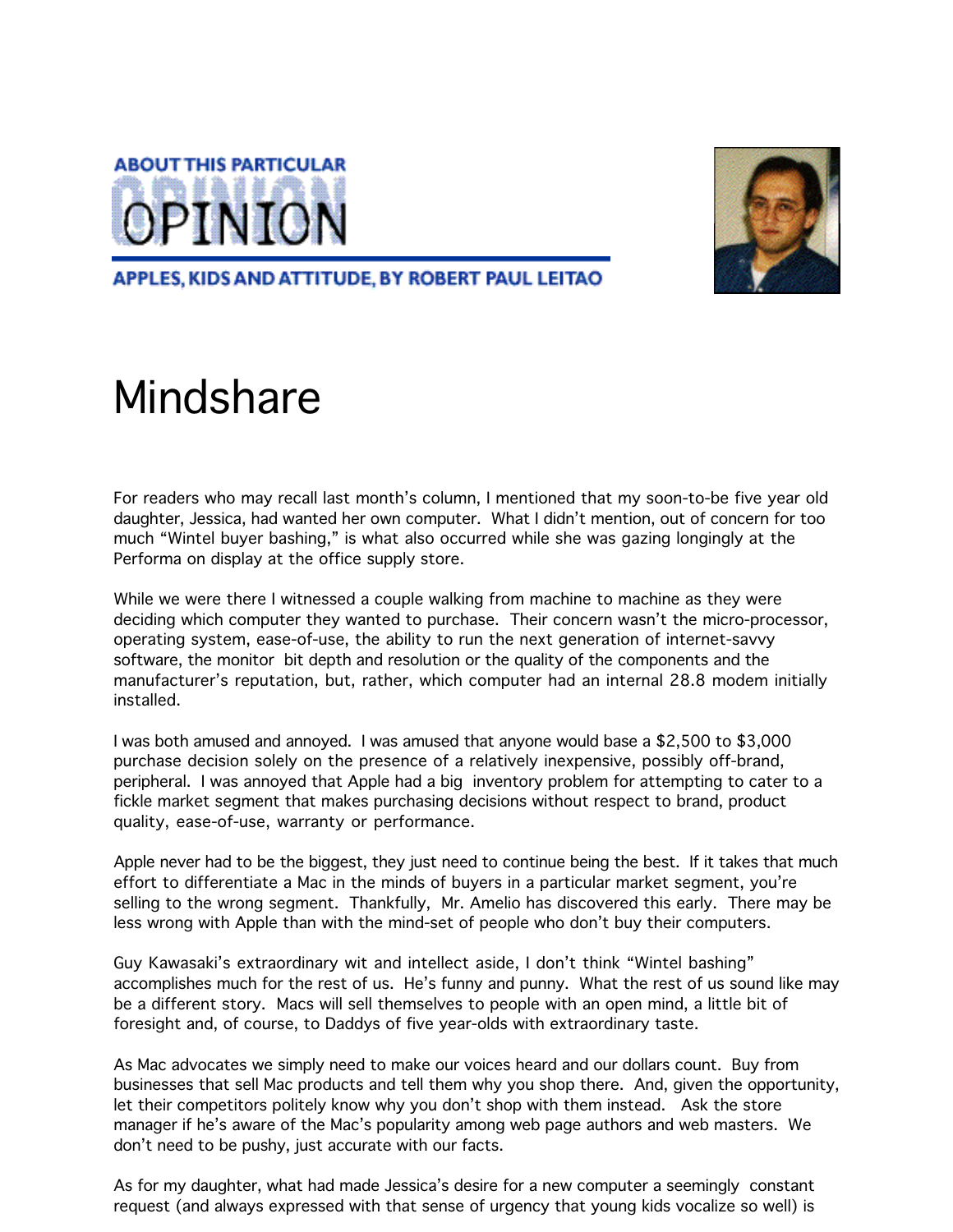ABOUT THIS PARTICULAR

# OPINION

APPLES, KIDS AND ATTITUDE, BY ROBERT PAUL LEITAO

## Mindshare

For readers who may recall last month's column, I mentioned that my soon-to-be five year old daughter, Jessica, had wanted her own computer. What I didn't mention, out of concern for too much "Wintel buyer bashing," is what also occurred while she was gazing longingly at the Performa on display at the office supply store.

While we were there I witnessed a couple walking from machine to machine as they were deciding which computer they wanted to purchase. Their concern wasn't the micro-processor, operating system, ease-of-use, the ability to run the next generation of internet-savvy software, the monitor bit depth and resolution or the quality of the components and the manufacturer's reputation, but, rather, which computer had an internal 28.8 modem initially installed.

I was both amused and annoyed. I was amused that anyone would base a $2,500 to $3,000 purchase decision solely on the presence of a relatively inexpensive, possibly off-brand, peripheral. I was annoyed that Apple had a big inventory problem for attempting to cater to a fickle market segment that makes purchasing decisions without respect to brand, product quality, ease-of-use, warranty or performance.

Apple never had to be the biggest, they just need to continue being the best. If it takes that much effort to differentiate a Mac in the minds of buyers in a particular market segment, you're selling to the wrong segment. Thankfully, Mr. Amelio has discovered this early. There may be less wrong with Apple than with the mind-set of people who don't buy their computers.

Guy Kawasaki's extraordinary wit and intellect aside, I don't think "Wintel bashing" accomplishes much for the rest of us. He's funny and punny. What the rest of us sound like may be a different story. Macs will sell themselves to people with an open mind, a little bit of foresight and, of course, to Daddys of five year-olds with extraordinary taste.

As Mac advocates we simply need to make our voices heard and our dollars count. Buy from businesses that sell Mac products and tell them why you shop there. And, given the opportunity, let their competitors politely know why you don't shop with them instead. Ask the store manager if he's aware of the Mac's popularity among web page authors and web masters. We don't need to be pushy, just accurate with our facts.

As for my daughter, what had made Jessica's desire for a new computer a seemingly constant request (and always expressed with that sense of urgency that young kids vocalize so well) is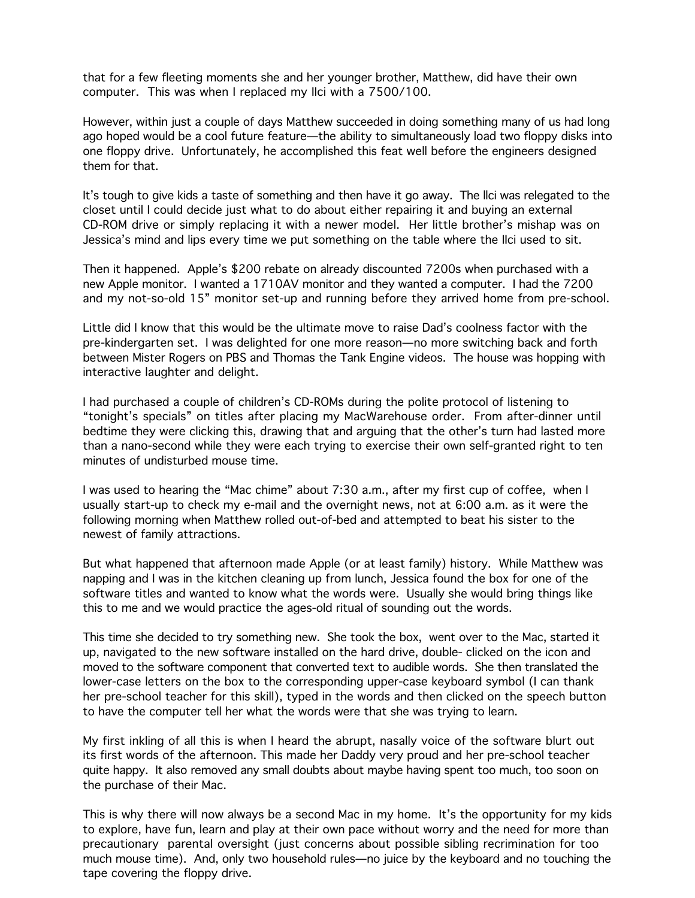that for a few fleeting moments she and her younger brother, Matthew, did have their own computer. This was when I replaced my IIci with a 7500/100.

However, within just a couple of days Matthew succeeded in doing something many of us had long ago hoped would be a cool future feature—the ability to simultaneously load two floppy disks into one floppy drive. Unfortunately, he accomplished this feat well before the engineers designed them for that.

It's tough to give kids a taste of something and then have it go away. The llci was relegated to the closet until I could decide just what to do about either repairing it and buying an external CD-ROM drive or simply replacing it with a newer model. Her little brother's mishap was on Jessica's mind and lips every time we put something on the table where the IIci used to sit.

Then it happened. Apple's $200 rebate on already discounted 7200s when purchased with a new Apple monitor. I wanted a 1710AV monitor and they wanted a computer. I had the 7200 and my not-so-old 15" monitor set-up and running before they arrived home from pre-school.

Little did I know that this would be the ultimate move to raise Dad's coolness factor with the pre-kindergarten set. I was delighted for one more reason—no more switching back and forth between Mister Rogers on PBS and Thomas the Tank Engine videos. The house was hopping with interactive laughter and delight.

I had purchased a couple of children's CD-ROMs during the polite protocol of listening to "tonight's specials" on titles after placing my MacWarehouse order. From after-dinner until bedtime they were clicking this, drawing that and arguing that the other's turn had lasted more than a nano-second while they were each trying to exercise their own self-granted right to ten minutes of undisturbed mouse time.

I was used to hearing the "Mac chime" about 7:30 a.m., after my first cup of coffee, when I usually start-up to check my e-mail and the overnight news, not at 6:00 a.m. as it were the following morning when Matthew rolled out-of-bed and attempted to beat his sister to the newest of family attractions.

But what happened that afternoon made Apple (or at least family) history. While Matthew was napping and I was in the kitchen cleaning up from lunch, Jessica found the box for one of the software titles and wanted to know what the words were. Usually she would bring things like this to me and we would practice the ages-old ritual of sounding out the words.

This time she decided to try something new. She took the box, went over to the Mac, started it up, navigated to the new software installed on the hard drive, double- clicked on the icon and moved to the software component that converted text to audible words. She then translated the lower-case letters on the box to the corresponding upper-case keyboard symbol (I can thank her pre-school teacher for this skill), typed in the words and then clicked on the speech button to have the computer tell her what the words were that she was trying to learn.

My first inkling of all this is when I heard the abrupt, nasally voice of the software blurt out its first words of the afternoon. This made her Daddy very proud and her pre-school teacher quite happy. It also removed any small doubts about maybe having spent too much, too soon on the purchase of their Mac.

This is why there will now always be a second Mac in my home. It's the opportunity for my kids to explore, have fun, learn and play at their own pace without worry and the need for more than precautionary parental oversight (just concerns about possible sibling recrimination for too much mouse time). And, only two household rules—no juice by the keyboard and no touching the tape covering the floppy drive.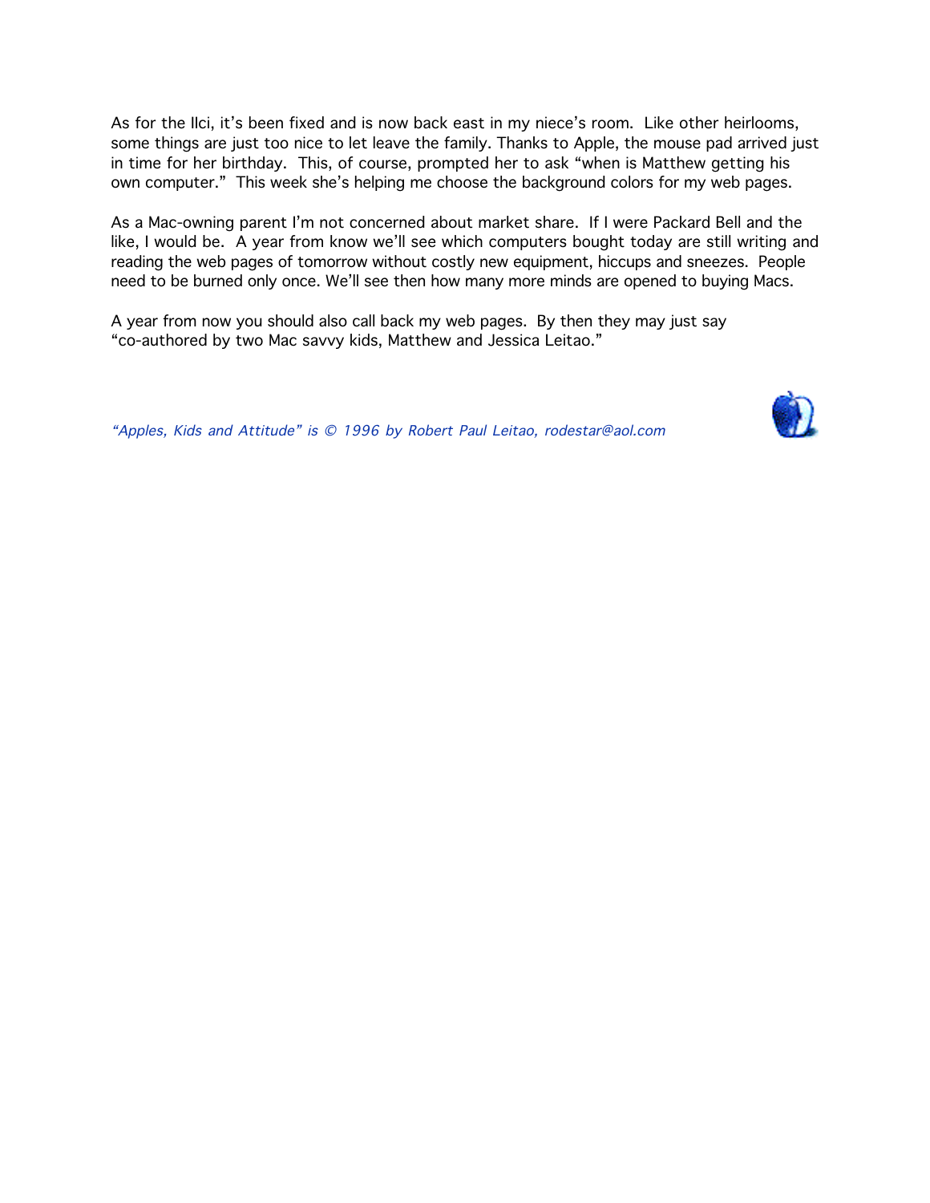As for the IIci, it's been fixed and is now back east in my niece's room. Like other heirlooms, some things are just too nice to let leave the family. Thanks to Apple, the mouse pad arrived just in time for her birthday. This, of course, prompted her to ask "when is Matthew getting his own computer." This week she's helping me choose the background colors for my web pages.

As a Mac-owning parent I'm not concerned about market share. If I were Packard Bell and the like, I would be. A year from know we'll see which computers bought today are still writing and reading the web pages of tomorrow without costly new equipment, hiccups and sneezes. People need to be burned only once. We'll see then how many more minds are opened to buying Macs.

A year from now you should also call back my web pages. By then they may just say "co-authored by two Mac savvy kids, Matthew and Jessica Leitao."

*"Apples, Kids and Attitude" is © 1996 by Robert Paul Leitao, rodestar@aol.com*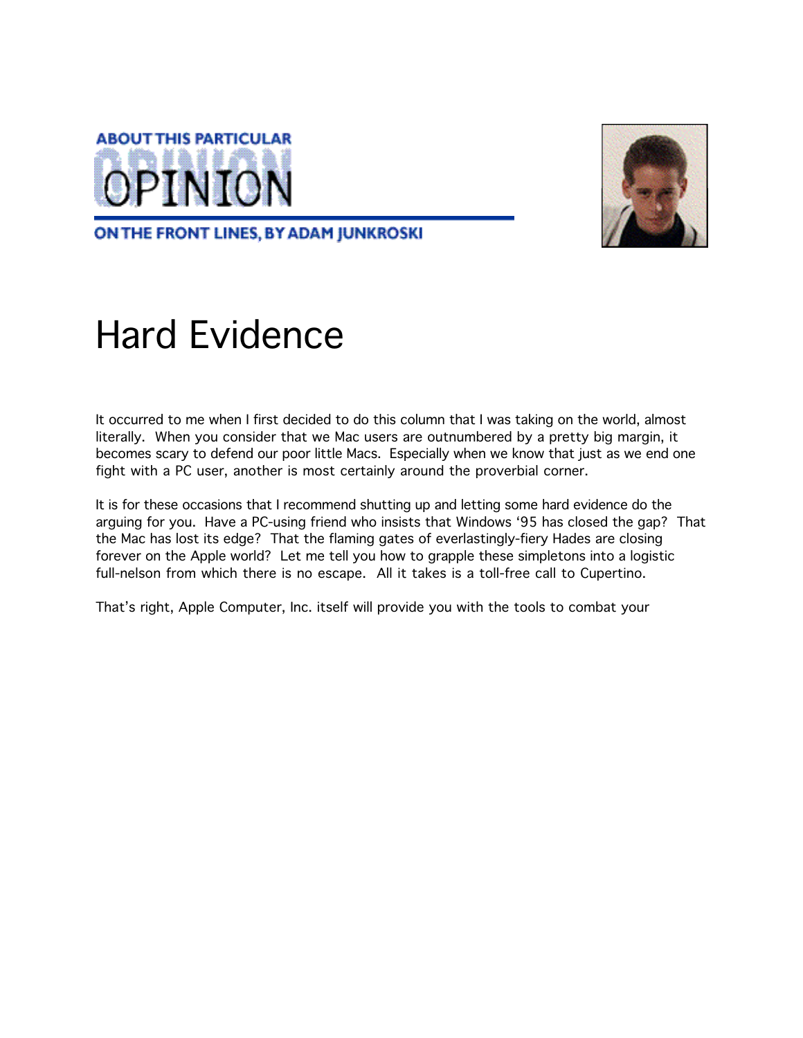ABOUT THIS PARTICULAR

# OPINION

ON THE FRONT LINES, BY ADAM JUNKROSKI

## Hard Evidence

It occurred to me when I first decided to do this column that I was taking on the world, almost literally. When you consider that we Mac users are outnumbered by a pretty big margin, it becomes scary to defend our poor little Macs. Especially when we know that just as we end one fight with a PC user, another is most certainly around the proverbial corner.

It is for these occasions that I recommend shutting up and letting some hard evidence do the arguing for you. Have a PC-using friend who insists that Windows '95 has closed the gap? That the Mac has lost its edge? That the flaming gates of everlastingly-fiery Hades are closing forever on the Apple world? Let me tell you how to grapple these simpletons into a logistic full-nelson from which there is no escape. All it takes is a toll-free call to Cupertino.

That's right, Apple Computer, Inc. itself will provide you with the tools to combat your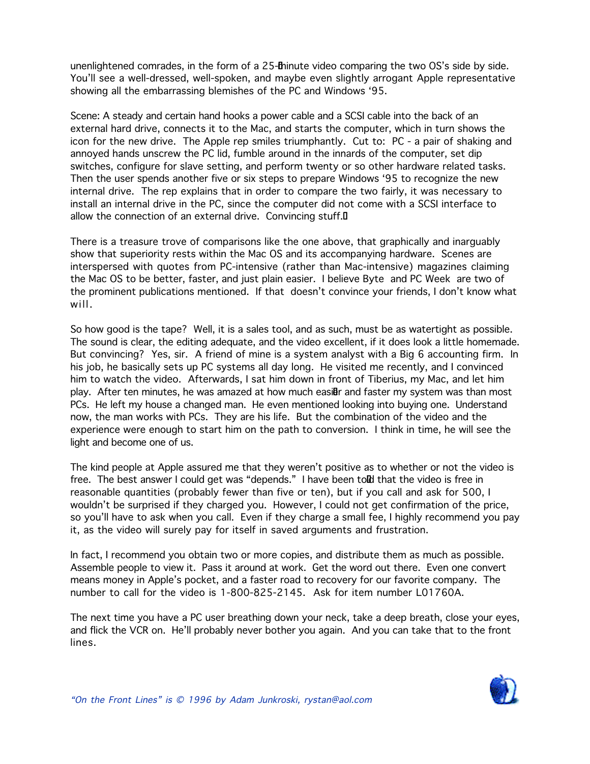unenlightened comrades, in the form of a 25-minute video comparing the two OS's side by side. You'll see a well-dressed, well-spoken, and maybe even slightly arrogant Apple representative showing all the embarrassing blemishes of the PC and Windows '95.

Scene: A steady and certain hand hooks a power cable and a SCSI cable into the back of an external hard drive, connects it to the Mac, and starts the computer, which in turn shows the icon for the new drive. The Apple rep smiles triumphantly. Cut to: PC - a pair of shaking and annoyed hands unscrew the PC lid, fumble around in the innards of the computer, set dip switches, configure for slave setting, and perform twenty or so other hardware related tasks. Then the user spends another five or six steps to prepare Windows '95 to recognize the new internal drive. The rep explains that in order to compare the two fairly, it was necessary to install an internal drive in the PC, since the computer did not come with a SCSI interface to allow the connection of an external drive. Convincing stuff.

There is a treasure trove of comparisons like the one above, that graphically and inarguably show that superiority rests within the Mac OS and its accompanying hardware. Scenes are interspersed with quotes from PC-intensive (rather than Mac-intensive) magazines claiming the Mac OS to be better, faster, and just plain easier. I believe Byte and PC Week are two of the prominent publications mentioned. If that doesn't convince your friends, I don't know what will.

So how good is the tape? Well, it is a sales tool, and as such, must be as watertight as possible. The sound is clear, the editing adequate, and the video excellent, if it does look a little homemade. But convincing? Yes, sir. A friend of mine is a system analyst with a Big 6 accounting firm. In his job, he basically sets up PC systems all day long. He visited me recently, and I convinced him to watch the video. Afterwards, I sat him down in front of Tiberius, my Mac, and let him play. After ten minutes, he was amazed at how much easier and faster my system was than most PCs. He left my house a changed man. He even mentioned looking into buying one. Understand now, the man works with PCs. They are his life. But the combination of the video and the experience were enough to start him on the path to conversion. I think in time, he will see the light and become one of us.

The kind people at Apple assured me that they weren't positive as to whether or not the video is free. The best answer I could get was "depends." I have been told that the video is free in reasonable quantities (probably fewer than five or ten), but if you call and ask for 500, I wouldn't be surprised if they charged you. However, I could not get confirmation of the price, so you'll have to ask when you call. Even if they charge a small fee, I highly recommend you pay it, as the video will surely pay for itself in saved arguments and frustration.

In fact, I recommend you obtain two or more copies, and distribute them as much as possible. Assemble people to view it. Pass it around at work. Get the word out there. Even one convert means money in Apple's pocket, and a faster road to recovery for our favorite company. The number to call for the video is 1-800-825-2145. Ask for item number L01760A.

The next time you have a PC user breathing down your neck, take a deep breath, close your eyes, and flick the VCR on. He'll probably never bother you again. And you can take that to the front lines.

*"On the Front Lines" is © 1996 by Adam Junkroski, rystan@aol.com*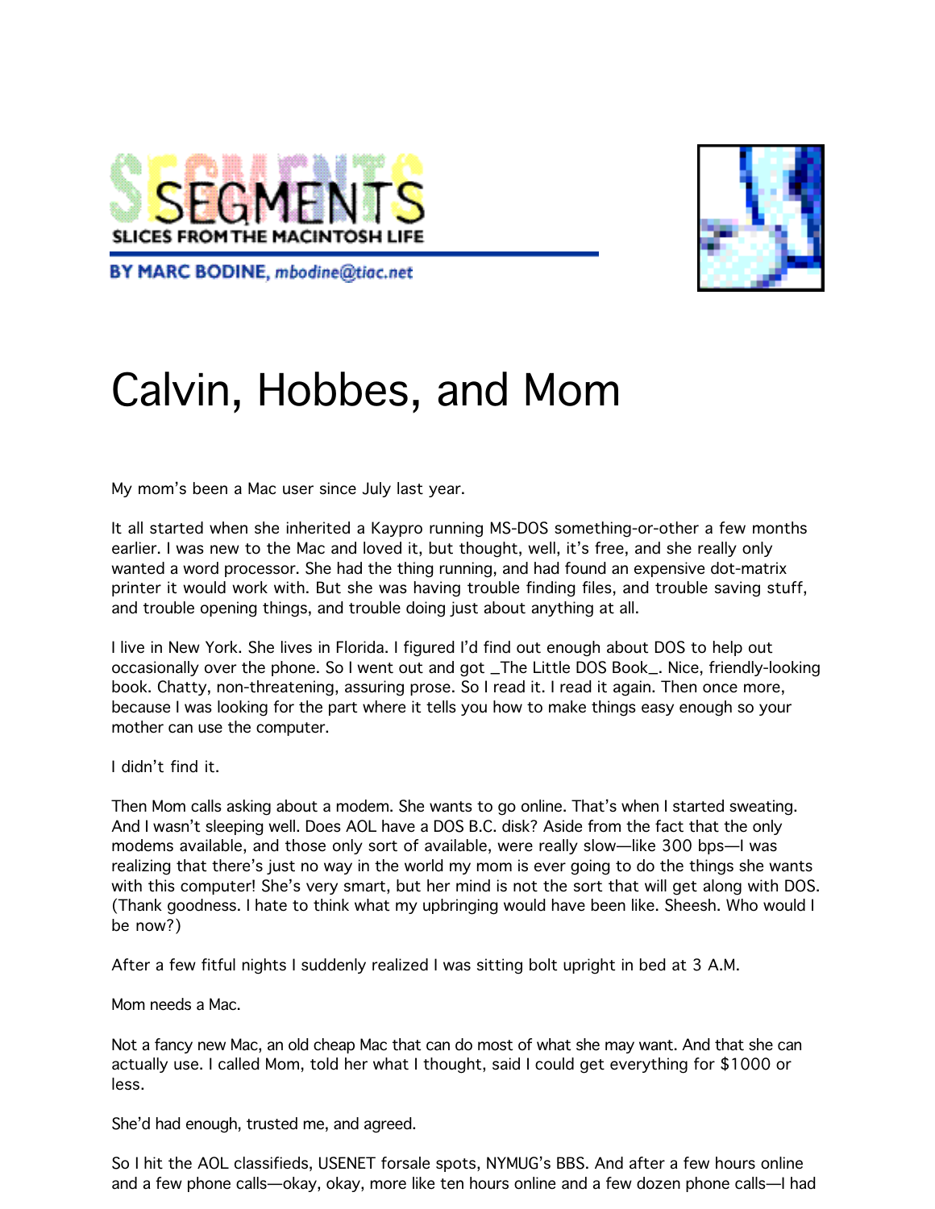SEGMENTS

SLICES FROM THE MACINTOSH LIFE

BY MARC BODINE, mbodine@tiac.net

# Calvin, Hobbes, and Mom

My mom's been a Mac user since July last year.

It all started when she inherited a Kaypro running MS-DOS something-or-other a few months earlier. I was new to the Mac and loved it, but thought, well, it's free, and she really only wanted a word processor. She had the thing running, and had found an expensive dot-matrix printer it would work with. But she was having trouble finding files, and trouble saving stuff, and trouble opening things, and trouble doing just about anything at all.

I live in New York. She lives in Florida. I figured I'd find out enough about DOS to help out occasionally over the phone. So I went out and got _The Little DOS Book_. Nice, friendly-looking book. Chatty, non-threatening, assuring prose. So I read it. I read it again. Then once more, because I was looking for the part where it tells you how to make things easy enough so your mother can use the computer.

I didn't find it.

Then Mom calls asking about a modem. She wants to go online. That's when I started sweating. And I wasn't sleeping well. Does AOL have a DOS B.C. disk? Aside from the fact that the only modems available, and those only sort of available, were really slow—like 300 bps—I was realizing that there's just no way in the world my mom is ever going to do the things she wants with this computer! She's very smart, but her mind is not the sort that will get along with DOS. (Thank goodness. I hate to think what my upbringing would have been like. Sheesh. Who would I be now?)

After a few fitful nights I suddenly realized I was sitting bolt upright in bed at 3 A.M.

Mom needs a Mac.

Not a fancy new Mac, an old cheap Mac that can do most of what she may want. And that she can actually use. I called Mom, told her what I thought, said I could get everything for $1000 or less.

She'd had enough, trusted me, and agreed.

So I hit the AOL classifieds, USENET forsale spots, NYMUG's BBS. And after a few hours online and a few phone calls—okay, okay, more like ten hours online and a few dozen phone calls—I had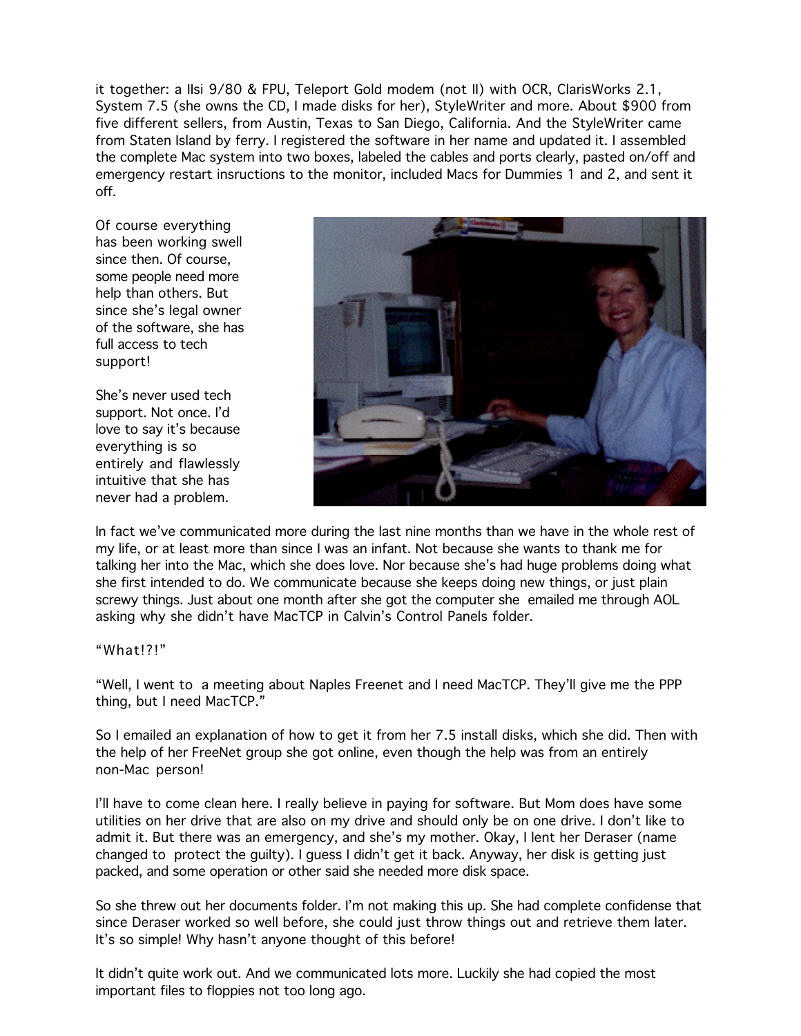it together: a IIsi 9/80 & FPU, Teleport Gold modem (not II) with OCR, ClarisWorks 2.1, System 7.5 (she owns the CD, I made disks for her), StyleWriter and more. About $900 from five different sellers, from Austin, Texas to San Diego, California. And the StyleWriter came from Staten Island by ferry. I registered the software in her name and updated it. I assembled the complete Mac system into two boxes, labeled the cables and ports clearly, pasted on/off and emergency restart insructions to the monitor, included Macs for Dummies 1 and 2, and sent it off.

Of course everything has been working swell since then. Of course, some people need more help than others. But since she's legal owner of the software, she has full access to tech support!

She's never used tech support. Not once. I'd love to say it's because everything is so entirely and flawlessly intuitive that she has never had a problem.

In fact we've communicated more during the last nine months than we have in the whole rest of my life, or at least more than since I was an infant. Not because she wants to thank me for talking her into the Mac, which she does love. Nor because she's had huge problems doing what she first intended to do. We communicate because she keeps doing new things, or just plain screwy things. Just about one month after she got the computer she emailed me through AOL asking why she didn't have MacTCP in Calvin's Control Panels folder.

"What!?!"

"Well, I went to a meeting about Naples Freenet and I need MacTCP. They'll give me the PPP thing, but I need MacTCP."

So I emailed an explanation of how to get it from her 7.5 install disks, which she did. Then with the help of her FreeNet group she got online, even though the help was from an entirely non-Mac person!

I'll have to come clean here. I really believe in paying for software. But Mom does have some utilities on her drive that are also on my drive and should only be on one drive. I don't like to admit it. But there was an emergency, and she's my mother. Okay, I lent her Deraser (name changed to protect the guilty). I guess I didn't get it back. Anyway, her disk is getting just packed, and some operation or other said she needed more disk space.

So she threw out her documents folder. I'm not making this up. She had complete confidense that since Deraser worked so well before, she could just throw things out and retrieve them later. It's so simple! Why hasn't anyone thought of this before!

It didn't quite work out. And we communicated lots more. Luckily she had copied the most important files to floppies not too long ago.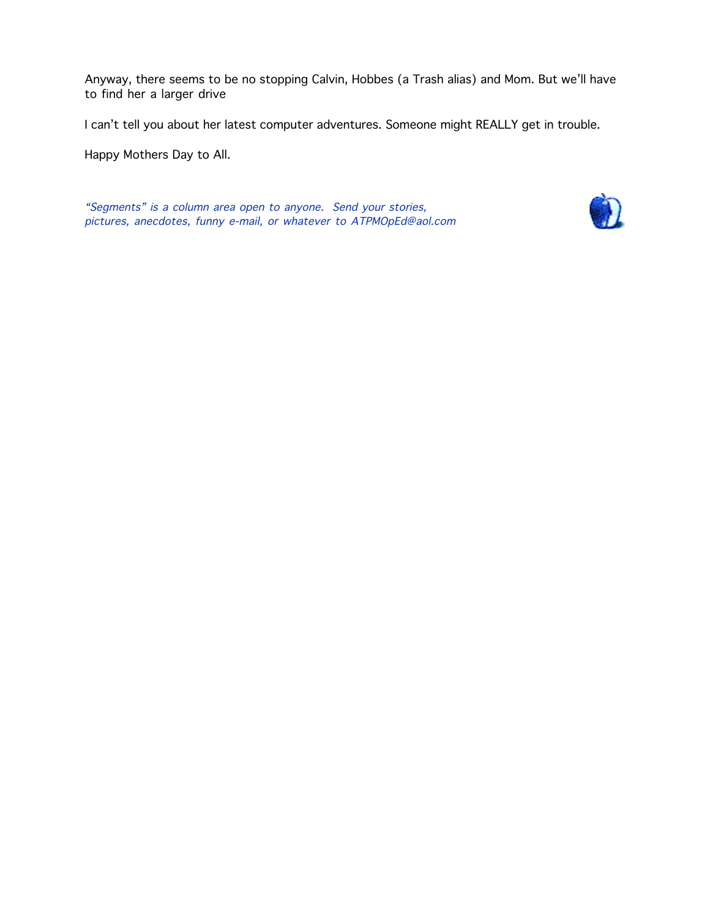Anyway, there seems to be no stopping Calvin, Hobbes (a Trash alias) and Mom. But we'll have to find her a larger drive

I can't tell you about her latest computer adventures. Someone might REALLY get in trouble.

Happy Mothers Day to All.

*"Segments" is a column area open to anyone. Send your stories, pictures, anecdotes, funny e-mail, or whatever to ATPMOpEd@aol.com*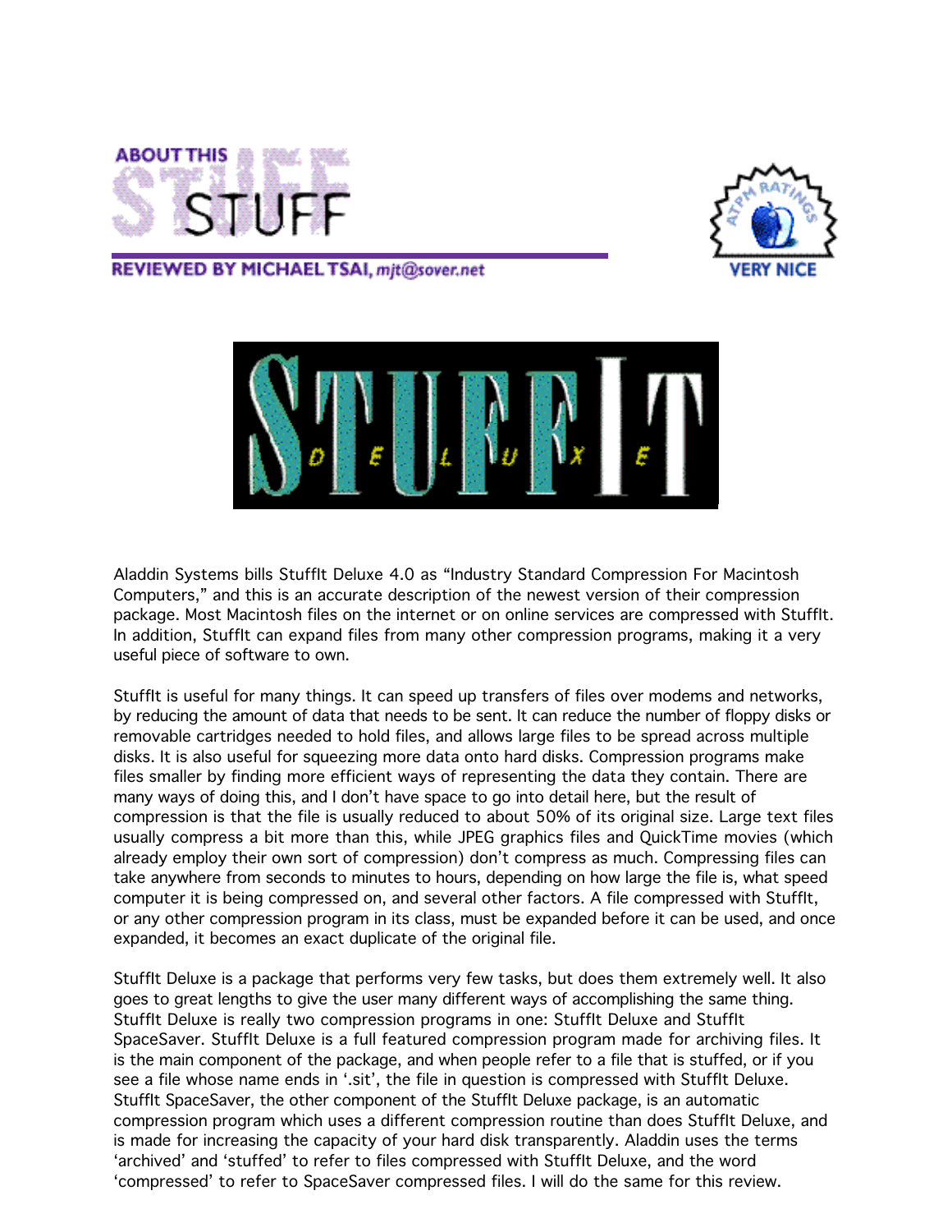# About This Stuff

**REVIEWED BY MICHAEL TSAI, *mjt@sover.net***

VERY NICE

Aladdin Systems bills StuffIt Deluxe 4.0 as "Industry Standard Compression For Macintosh Computers," and this is an accurate description of the newest version of their compression package. Most Macintosh files on the internet or on online services are compressed with StuffIt. In addition, StuffIt can expand files from many other compression programs, making it a very useful piece of software to own.

StuffIt is useful for many things. It can speed up transfers of files over modems and networks, by reducing the amount of data that needs to be sent. It can reduce the number of floppy disks or removable cartridges needed to hold files, and allows large files to be spread across multiple disks. It is also useful for squeezing more data onto hard disks. Compression programs make files smaller by finding more efficient ways of representing the data they contain. There are many ways of doing this, and I don't have space to go into detail here, but the result of compression is that the file is usually reduced to about 50% of its original size. Large text files usually compress a bit more than this, while JPEG graphics files and QuickTime movies (which already employ their own sort of compression) don't compress as much. Compressing files can take anywhere from seconds to minutes to hours, depending on how large the file is, what speed computer it is being compressed on, and several other factors. A file compressed with StuffIt, or any other compression program in its class, must be expanded before it can be used, and once expanded, it becomes an exact duplicate of the original file.

StuffIt Deluxe is a package that performs very few tasks, but does them extremely well. It also goes to great lengths to give the user many different ways of accomplishing the same thing. StuffIt Deluxe is really two compression programs in one: StuffIt Deluxe and StuffIt SpaceSaver. StuffIt Deluxe is a full featured compression program made for archiving files. It is the main component of the package, and when people refer to a file that is stuffed, or if you see a file whose name ends in '.sit', the file in question is compressed with StuffIt Deluxe. StuffIt SpaceSaver, the other component of the StuffIt Deluxe package, is an automatic compression program which uses a different compression routine than does StuffIt Deluxe, and is made for increasing the capacity of your hard disk transparently. Aladdin uses the terms 'archived' and 'stuffed' to refer to files compressed with StuffIt Deluxe, and the word 'compressed' to refer to SpaceSaver compressed files. I will do the same for this review.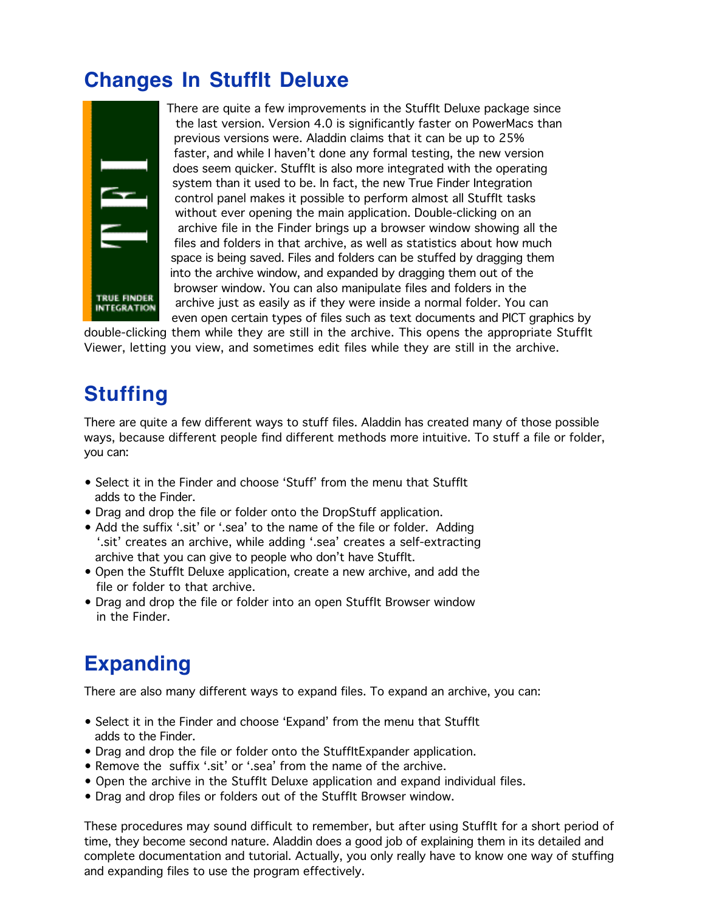## Changes In StuffIt Deluxe

There are quite a few improvements in the StuffIt Deluxe package since the last version. Version 4.0 is significantly faster on PowerMacs than previous versions were. Aladdin claims that it can be up to 25% faster, and while I haven't done any formal testing, the new version does seem quicker. StuffIt is also more integrated with the operating system than it used to be. In fact, the new True Finder Integration control panel makes it possible to perform almost all StuffIt tasks without ever opening the main application. Double-clicking on an archive file in the Finder brings up a browser window showing all the files and folders in that archive, as well as statistics about how much space is being saved. Files and folders can be stuffed by dragging them into the archive window, and expanded by dragging them out of the browser window. You can also manipulate files and folders in the archive just as easily as if they were inside a normal folder. You can even open certain types of files such as text documents and PICT graphics by double-clicking them while they are still in the archive. This opens the appropriate StuffIt Viewer, letting you view, and sometimes edit files while they are still in the archive.

## Stuffing

There are quite a few different ways to stuff files. Aladdin has created many of those possible ways, because different people find different methods more intuitive. To stuff a file or folder, you can:

- Select it in the Finder and choose 'Stuff' from the menu that StuffIt adds to the Finder.
- Drag and drop the file or folder onto the DropStuff application.
- Add the suffix '.sit' or '.sea' to the name of the file or folder. Adding '.sit' creates an archive, while adding '.sea' creates a self-extracting archive that you can give to people who don't have StuffIt.
- Open the StuffIt Deluxe application, create a new archive, and add the file or folder to that archive.
- Drag and drop the file or folder into an open StuffIt Browser window in the Finder.

## Expanding

There are also many different ways to expand files. To expand an archive, you can:

- Select it in the Finder and choose 'Expand' from the menu that StuffIt adds to the Finder.
- Drag and drop the file or folder onto the StuffItExpander application.
- Remove the suffix '.sit' or '.sea' from the name of the archive.
- Open the archive in the StuffIt Deluxe application and expand individual files.
- Drag and drop files or folders out of the StuffIt Browser window.

These procedures may sound difficult to remember, but after using StuffIt for a short period of time, they become second nature. Aladdin does a good job of explaining them in its detailed and complete documentation and tutorial. Actually, you only really have to know one way of stuffing and expanding files to use the program effectively.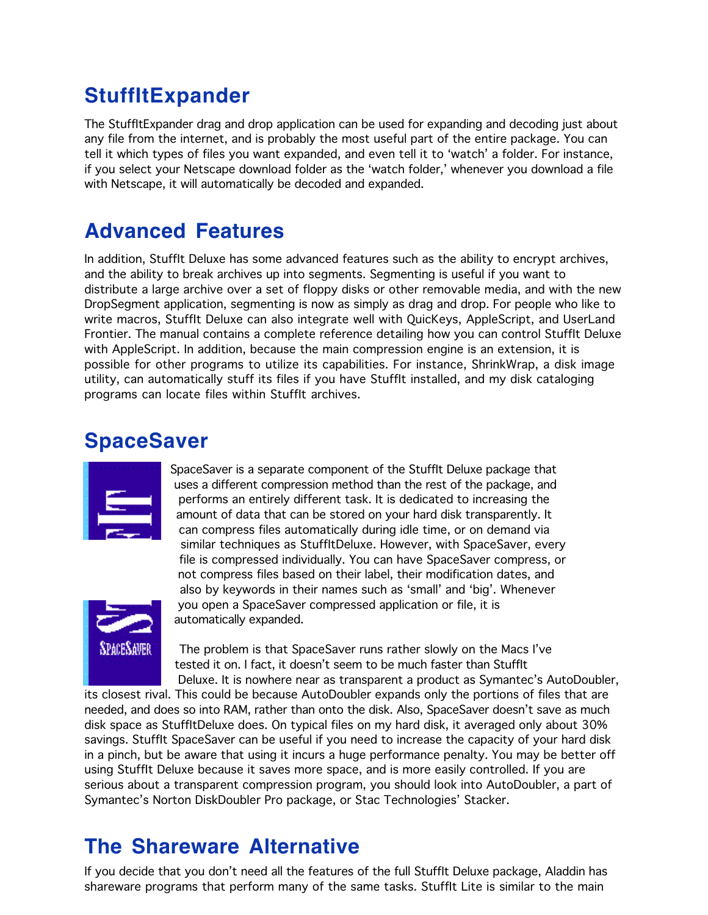## StuffItExpander

The StuffItExpander drag and drop application can be used for expanding and decoding just about any file from the internet, and is probably the most useful part of the entire package. You can tell it which types of files you want expanded, and even tell it to 'watch' a folder. For instance, if you select your Netscape download folder as the 'watch folder,' whenever you download a file with Netscape, it will automatically be decoded and expanded.

## Advanced Features

In addition, StuffIt Deluxe has some advanced features such as the ability to encrypt archives, and the ability to break archives up into segments. Segmenting is useful if you want to distribute a large archive over a set of floppy disks or other removable media, and with the new DropSegment application, segmenting is now as simply as drag and drop. For people who like to write macros, StuffIt Deluxe can also integrate well with QuicKeys, AppleScript, and UserLand Frontier. The manual contains a complete reference detailing how you can control StuffIt Deluxe with AppleScript. In addition, because the main compression engine is an extension, it is possible for other programs to utilize its capabilities. For instance, ShrinkWrap, a disk image utility, can automatically stuff its files if you have StuffIt installed, and my disk cataloging programs can locate files within StuffIt archives.

## SpaceSaver

SpaceSaver is a separate component of the StuffIt Deluxe package that uses a different compression method than the rest of the package, and performs an entirely different task. It is dedicated to increasing the amount of data that can be stored on your hard disk transparently. It can compress files automatically during idle time, or on demand via similar techniques as StuffItDeluxe. However, with SpaceSaver, every file is compressed individually. You can have SpaceSaver compress, or not compress files based on their label, their modification dates, and also by keywords in their names such as 'small' and 'big'. Whenever you open a SpaceSaver compressed application or file, it is automatically expanded.

The problem is that SpaceSaver runs rather slowly on the Macs I've tested it on. I fact, it doesn't seem to be much faster than StuffIt Deluxe. It is nowhere near as transparent a product as Symantec's AutoDoubler, its closest rival. This could be because AutoDoubler expands only the portions of files that are needed, and does so into RAM, rather than onto the disk. Also, SpaceSaver doesn't save as much disk space as StuffItDeluxe does. On typical files on my hard disk, it averaged only about 30% savings. StuffIt SpaceSaver can be useful if you need to increase the capacity of your hard disk in a pinch, but be aware that using it incurs a huge performance penalty. You may be better off using StuffIt Deluxe because it saves more space, and is more easily controlled. If you are serious about a transparent compression program, you should look into AutoDoubler, a part of Symantec's Norton DiskDoubler Pro package, or Stac Technologies' Stacker.

## The Shareware Alternative

If you decide that you don't need all the features of the full StuffIt Deluxe package, Aladdin has shareware programs that perform many of the same tasks. StuffIt Lite is similar to the main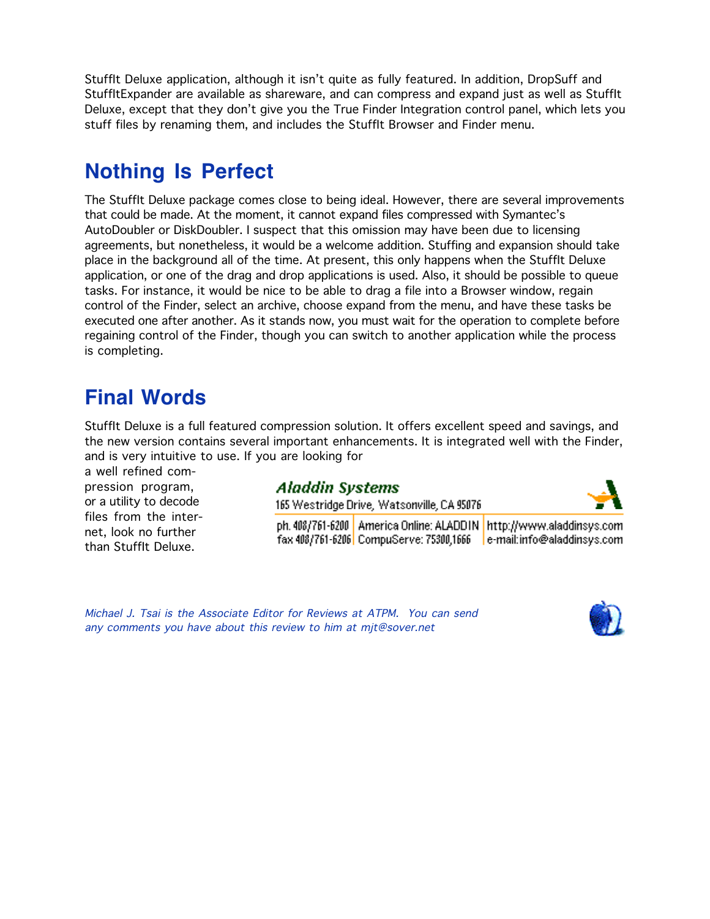StuffIt Deluxe application, although it isn't quite as fully featured. In addition, DropSuff and StuffItExpander are available as shareware, and can compress and expand just as well as StuffIt Deluxe, except that they don't give you the True Finder Integration control panel, which lets you stuff files by renaming them, and includes the StuffIt Browser and Finder menu.

## Nothing Is Perfect

The StuffIt Deluxe package comes close to being ideal. However, there are several improvements that could be made. At the moment, it cannot expand files compressed with Symantec's AutoDoubler or DiskDoubler. I suspect that this omission may have been due to licensing agreements, but nonetheless, it would be a welcome addition. Stuffing and expansion should take place in the background all of the time. At present, this only happens when the StuffIt Deluxe application, or one of the drag and drop applications is used. Also, it should be possible to queue tasks. For instance, it would be nice to be able to drag a file into a Browser window, regain control of the Finder, select an archive, choose expand from the menu, and have these tasks be executed one after another. As it stands now, you must wait for the operation to complete before regaining control of the Finder, though you can switch to another application while the process is completing.

## Final Words

StuffIt Deluxe is a full featured compression solution. It offers excellent speed and savings, and the new version contains several important enhancements. It is integrated well with the Finder, and is very intuitive to use. If you are looking for a well refined compression program, or a utility to decode files from the internet, look no further than StuffIt Deluxe.

**Aladdin Systems**
165 Westridge Drive, Watsonville, CA 95076

| ph. 408/761-6200 | America Online: ALADDIN | http://www.aladdinsys.com |
|---|---|---|
| fax 408/761-6206 | CompuServe: 75300,1666 | e-mail: info@aladdinsys.com |

*Michael J. Tsai is the Associate Editor for Reviews at ATPM. You can send any comments you have about this review to him at mjt@sover.net*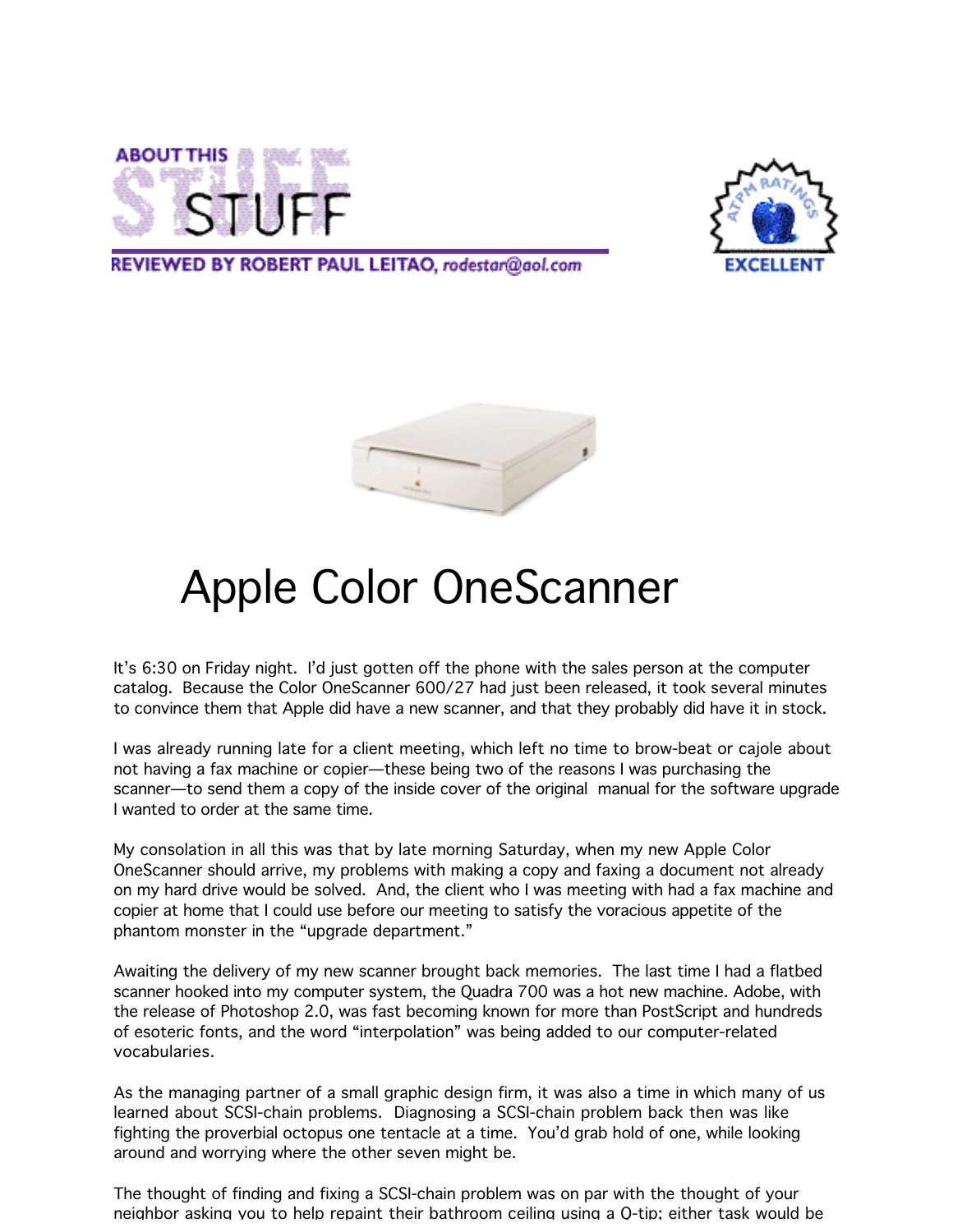ABOUT THIS STUFF

REVIEWED BY ROBERT PAUL LEITAO, rodestar@aol.com

ATPM RATINGS EXCELLENT

# Apple Color OneScanner

It's 6:30 on Friday night. I'd just gotten off the phone with the sales person at the computer catalog. Because the Color OneScanner 600/27 had just been released, it took several minutes to convince them that Apple did have a new scanner, and that they probably did have it in stock.

I was already running late for a client meeting, which left no time to brow-beat or cajole about not having a fax machine or copier—these being two of the reasons I was purchasing the scanner—to send them a copy of the inside cover of the original manual for the software upgrade I wanted to order at the same time.

My consolation in all this was that by late morning Saturday, when my new Apple Color OneScanner should arrive, my problems with making a copy and faxing a document not already on my hard drive would be solved. And, the client who I was meeting with had a fax machine and copier at home that I could use before our meeting to satisfy the voracious appetite of the phantom monster in the "upgrade department."

Awaiting the delivery of my new scanner brought back memories. The last time I had a flatbed scanner hooked into my computer system, the Quadra 700 was a hot new machine. Adobe, with the release of Photoshop 2.0, was fast becoming known for more than PostScript and hundreds of esoteric fonts, and the word "interpolation" was being added to our computer-related vocabularies.

As the managing partner of a small graphic design firm, it was also a time in which many of us learned about SCSI-chain problems. Diagnosing a SCSI-chain problem back then was like fighting the proverbial octopus one tentacle at a time. You'd grab hold of one, while looking around and worrying where the other seven might be.

The thought of finding and fixing a SCSI-chain problem was on par with the thought of your neighbor asking you to help repaint their bathroom ceiling using a Q-tip; either task would be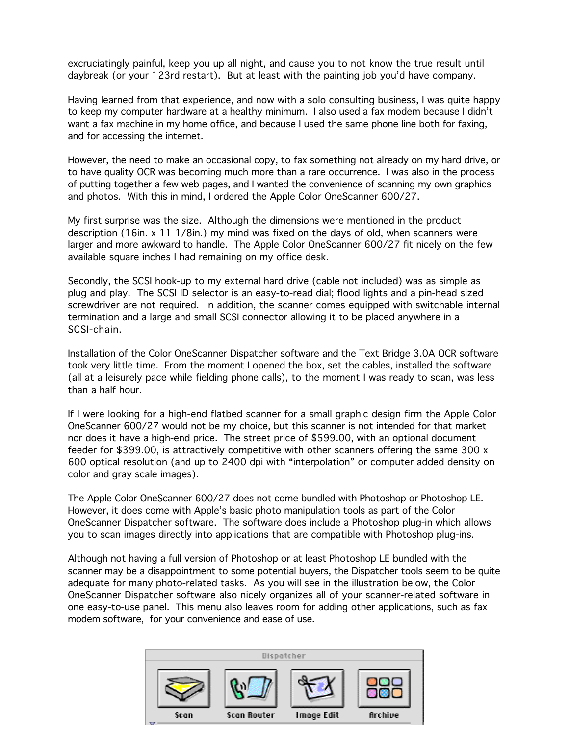excruciatingly painful, keep you up all night, and cause you to not know the true result until daybreak (or your 123rd restart). But at least with the painting job you'd have company.

Having learned from that experience, and now with a solo consulting business, I was quite happy to keep my computer hardware at a healthy minimum. I also used a fax modem because I didn't want a fax machine in my home office, and because I used the same phone line both for faxing, and for accessing the internet.

However, the need to make an occasional copy, to fax something not already on my hard drive, or to have quality OCR was becoming much more than a rare occurrence. I was also in the process of putting together a few web pages, and I wanted the convenience of scanning my own graphics and photos. With this in mind, I ordered the Apple Color OneScanner 600/27.

My first surprise was the size. Although the dimensions were mentioned in the product description (16in. x 11 1/8in.) my mind was fixed on the days of old, when scanners were larger and more awkward to handle. The Apple Color OneScanner 600/27 fit nicely on the few available square inches I had remaining on my office desk.

Secondly, the SCSI hook-up to my external hard drive (cable not included) was as simple as plug and play. The SCSI ID selector is an easy-to-read dial; flood lights and a pin-head sized screwdriver are not required. In addition, the scanner comes equipped with switchable internal termination and a large and small SCSI connector allowing it to be placed anywhere in a SCSI-chain.

Installation of the Color OneScanner Dispatcher software and the Text Bridge 3.0A OCR software took very little time. From the moment I opened the box, set the cables, installed the software (all at a leisurely pace while fielding phone calls), to the moment I was ready to scan, was less than a half hour.

If I were looking for a high-end flatbed scanner for a small graphic design firm the Apple Color OneScanner 600/27 would not be my choice, but this scanner is not intended for that market nor does it have a high-end price. The street price of $599.00, with an optional document feeder for $399.00, is attractively competitive with other scanners offering the same 300 x 600 optical resolution (and up to 2400 dpi with "interpolation" or computer added density on color and gray scale images).

The Apple Color OneScanner 600/27 does not come bundled with Photoshop or Photoshop LE. However, it does come with Apple's basic photo manipulation tools as part of the Color OneScanner Dispatcher software. The software does include a Photoshop plug-in which allows you to scan images directly into applications that are compatible with Photoshop plug-ins.

Although not having a full version of Photoshop or at least Photoshop LE bundled with the scanner may be a disappointment to some potential buyers, the Dispatcher tools seem to be quite adequate for many photo-related tasks. As you will see in the illustration below, the Color OneScanner Dispatcher software also nicely organizes all of your scanner-related software in one easy-to-use panel. This menu also leaves room for adding other applications, such as fax modem software, for your convenience and ease of use.

Dispatcher

Scan | Scan Router | Image Edit | Archive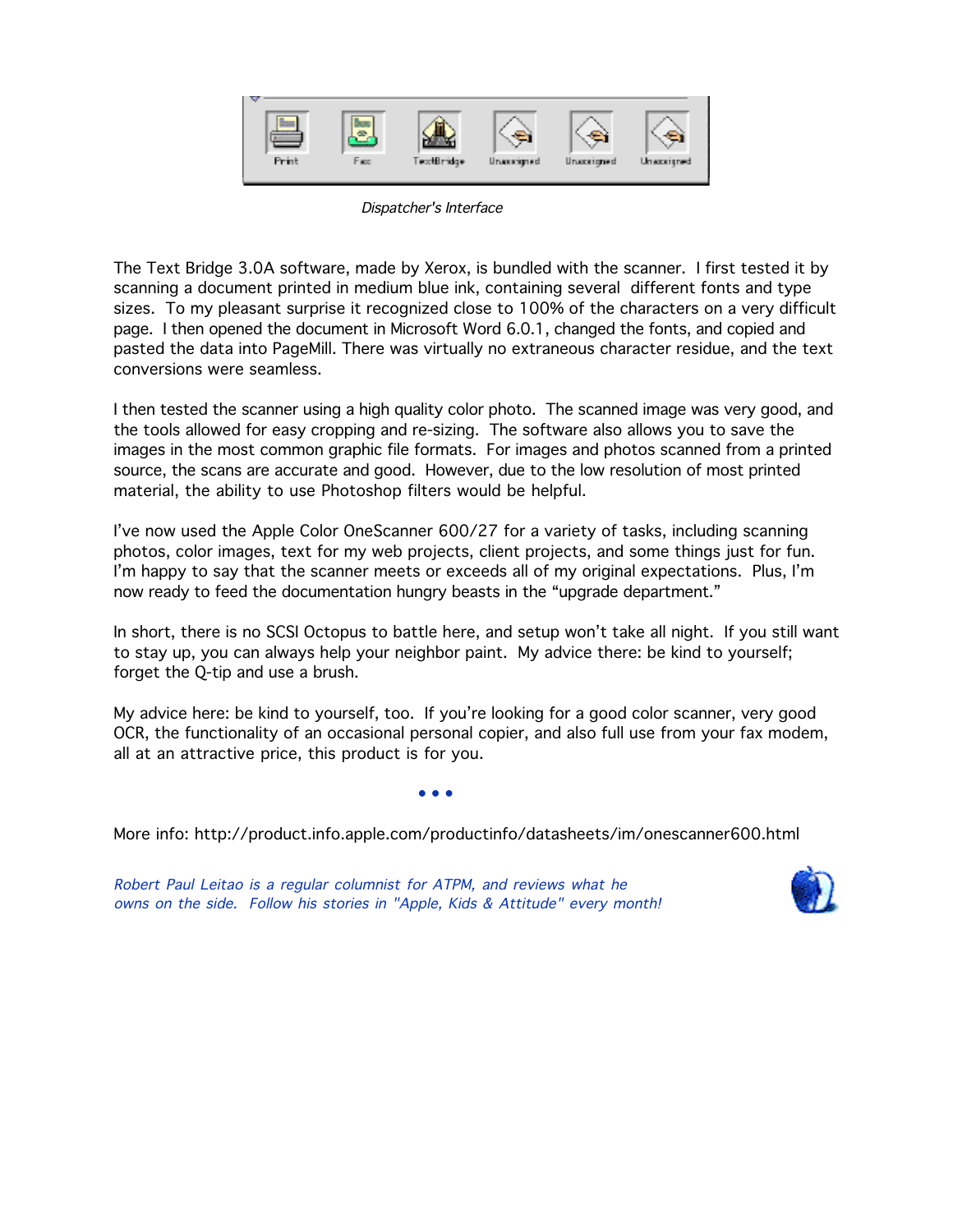*Dispatcher's Interface*

The Text Bridge 3.0A software, made by Xerox, is bundled with the scanner. I first tested it by scanning a document printed in medium blue ink, containing several different fonts and type sizes. To my pleasant surprise it recognized close to 100% of the characters on a very difficult page. I then opened the document in Microsoft Word 6.0.1, changed the fonts, and copied and pasted the data into PageMill. There was virtually no extraneous character residue, and the text conversions were seamless.

I then tested the scanner using a high quality color photo. The scanned image was very good, and the tools allowed for easy cropping and re-sizing. The software also allows you to save the images in the most common graphic file formats. For images and photos scanned from a printed source, the scans are accurate and good. However, due to the low resolution of most printed material, the ability to use Photoshop filters would be helpful.

I've now used the Apple Color OneScanner 600/27 for a variety of tasks, including scanning photos, color images, text for my web projects, client projects, and some things just for fun. I'm happy to say that the scanner meets or exceeds all of my original expectations. Plus, I'm now ready to feed the documentation hungry beasts in the "upgrade department."

In short, there is no SCSI Octopus to battle here, and setup won't take all night. If you still want to stay up, you can always help your neighbor paint. My advice there: be kind to yourself; forget the Q-tip and use a brush.

My advice here: be kind to yourself, too. If you're looking for a good color scanner, very good OCR, the functionality of an occasional personal copier, and also full use from your fax modem, all at an attractive price, this product is for you.

• • •

More info: http://product.info.apple.com/productinfo/datasheets/im/onescanner600.html

*Robert Paul Leitao is a regular columnist for ATPM, and reviews what he owns on the side. Follow his stories in "Apple, Kids & Attitude" every month!*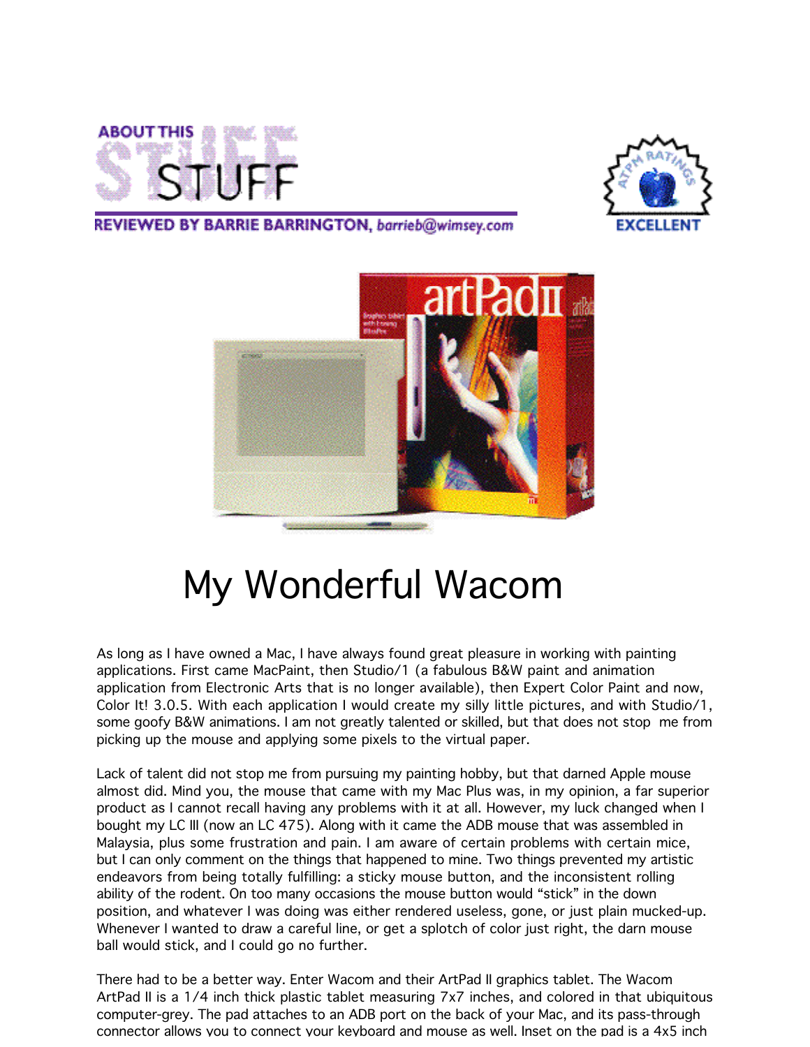# About This Stuff

**REVIEWED BY BARRIE BARRINGTON, *barrieb@wimsey.com***

ATPM RATINGS EXCELLENT

# My Wonderful Wacom

As long as I have owned a Mac, I have always found great pleasure in working with painting applications. First came MacPaint, then Studio/1 (a fabulous B&W paint and animation application from Electronic Arts that is no longer available), then Expert Color Paint and now, Color It! 3.0.5. With each application I would create my silly little pictures, and with Studio/1, some goofy B&W animations. I am not greatly talented or skilled, but that does not stop me from picking up the mouse and applying some pixels to the virtual paper.

Lack of talent did not stop me from pursuing my painting hobby, but that darned Apple mouse almost did. Mind you, the mouse that came with my Mac Plus was, in my opinion, a far superior product as I cannot recall having any problems with it at all. However, my luck changed when I bought my LC III (now an LC 475). Along with it came the ADB mouse that was assembled in Malaysia, plus some frustration and pain. I am aware of certain problems with certain mice, but I can only comment on the things that happened to mine. Two things prevented my artistic endeavors from being totally fulfilling: a sticky mouse button, and the inconsistent rolling ability of the rodent. On too many occasions the mouse button would "stick" in the down position, and whatever I was doing was either rendered useless, gone, or just plain mucked-up. Whenever I wanted to draw a careful line, or get a splotch of color just right, the darn mouse ball would stick, and I could go no further.

There had to be a better way. Enter Wacom and their ArtPad II graphics tablet. The Wacom ArtPad II is a 1/4 inch thick plastic tablet measuring 7x7 inches, and colored in that ubiquitous computer-grey. The pad attaches to an ADB port on the back of your Mac, and its pass-through connector allows you to connect your keyboard and mouse as well. Inset on the pad is a 4x5 inch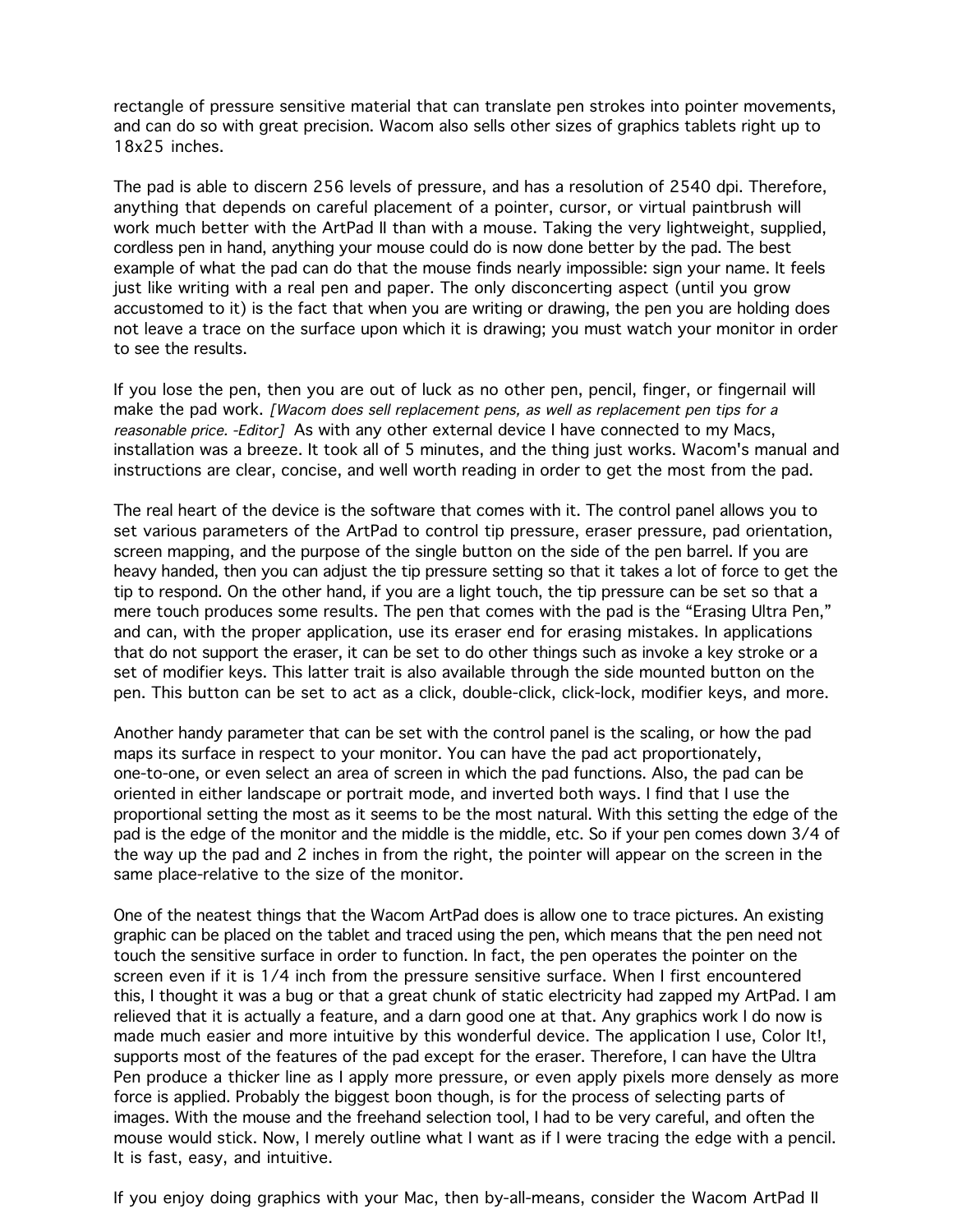rectangle of pressure sensitive material that can translate pen strokes into pointer movements, and can do so with great precision. Wacom also sells other sizes of graphics tablets right up to 18x25 inches.

The pad is able to discern 256 levels of pressure, and has a resolution of 2540 dpi. Therefore, anything that depends on careful placement of a pointer, cursor, or virtual paintbrush will work much better with the ArtPad II than with a mouse. Taking the very lightweight, supplied, cordless pen in hand, anything your mouse could do is now done better by the pad. The best example of what the pad can do that the mouse finds nearly impossible: sign your name. It feels just like writing with a real pen and paper. The only disconcerting aspect (until you grow accustomed to it) is the fact that when you are writing or drawing, the pen you are holding does not leave a trace on the surface upon which it is drawing; you must watch your monitor in order to see the results.

If you lose the pen, then you are out of luck as no other pen, pencil, finger, or fingernail will make the pad work. *[Wacom does sell replacement pens, as well as replacement pen tips for a reasonable price. -Editor]* As with any other external device I have connected to my Macs, installation was a breeze. It took all of 5 minutes, and the thing just works. Wacom's manual and instructions are clear, concise, and well worth reading in order to get the most from the pad.

The real heart of the device is the software that comes with it. The control panel allows you to set various parameters of the ArtPad to control tip pressure, eraser pressure, pad orientation, screen mapping, and the purpose of the single button on the side of the pen barrel. If you are heavy handed, then you can adjust the tip pressure setting so that it takes a lot of force to get the tip to respond. On the other hand, if you are a light touch, the tip pressure can be set so that a mere touch produces some results. The pen that comes with the pad is the "Erasing Ultra Pen," and can, with the proper application, use its eraser end for erasing mistakes. In applications that do not support the eraser, it can be set to do other things such as invoke a key stroke or a set of modifier keys. This latter trait is also available through the side mounted button on the pen. This button can be set to act as a click, double-click, click-lock, modifier keys, and more.

Another handy parameter that can be set with the control panel is the scaling, or how the pad maps its surface in respect to your monitor. You can have the pad act proportionately, one-to-one, or even select an area of screen in which the pad functions. Also, the pad can be oriented in either landscape or portrait mode, and inverted both ways. I find that I use the proportional setting the most as it seems to be the most natural. With this setting the edge of the pad is the edge of the monitor and the middle is the middle, etc. So if your pen comes down 3/4 of the way up the pad and 2 inches in from the right, the pointer will appear on the screen in the same place-relative to the size of the monitor.

One of the neatest things that the Wacom ArtPad does is allow one to trace pictures. An existing graphic can be placed on the tablet and traced using the pen, which means that the pen need not touch the sensitive surface in order to function. In fact, the pen operates the pointer on the screen even if it is 1/4 inch from the pressure sensitive surface. When I first encountered this, I thought it was a bug or that a great chunk of static electricity had zapped my ArtPad. I am relieved that it is actually a feature, and a darn good one at that. Any graphics work I do now is made much easier and more intuitive by this wonderful device. The application I use, Color It!, supports most of the features of the pad except for the eraser. Therefore, I can have the Ultra Pen produce a thicker line as I apply more pressure, or even apply pixels more densely as more force is applied. Probably the biggest boon though, is for the process of selecting parts of images. With the mouse and the freehand selection tool, I had to be very careful, and often the mouse would stick. Now, I merely outline what I want as if I were tracing the edge with a pencil. It is fast, easy, and intuitive.

If you enjoy doing graphics with your Mac, then by-all-means, consider the Wacom ArtPad II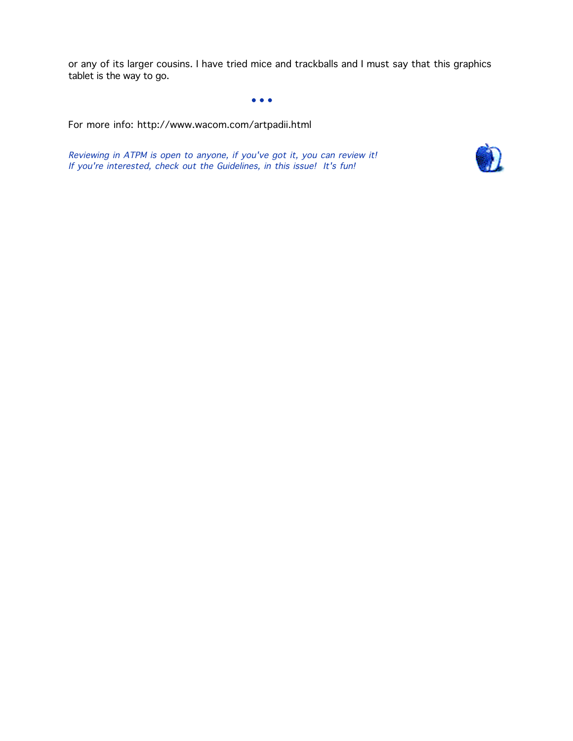or any of its larger cousins. I have tried mice and trackballs and I must say that this graphics tablet is the way to go.

• • •

For more info: http://www.wacom.com/artpadii.html

*Reviewing in ATPM is open to anyone, if you've got it, you can review it! If you're interested, check out the Guidelines, in this issue! It's fun!*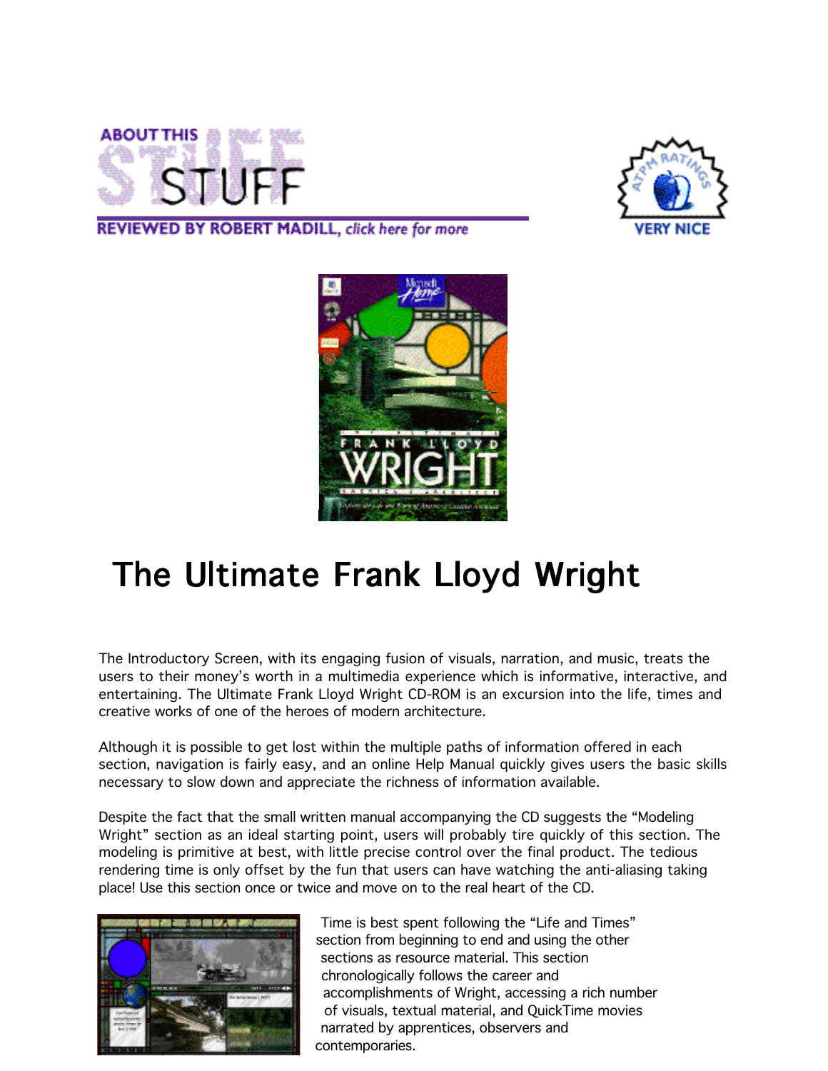ABOUT THIS STUFF

REVIEWED BY ROBERT MADILL, *click here for more*

VERY NICE

# The Ultimate Frank Lloyd Wright

The Introductory Screen, with its engaging fusion of visuals, narration, and music, treats the users to their money's worth in a multimedia experience which is informative, interactive, and entertaining. The Ultimate Frank Lloyd Wright CD-ROM is an excursion into the life, times and creative works of one of the heroes of modern architecture.

Although it is possible to get lost within the multiple paths of information offered in each section, navigation is fairly easy, and an online Help Manual quickly gives users the basic skills necessary to slow down and appreciate the richness of information available.

Despite the fact that the small written manual accompanying the CD suggests the "Modeling Wright" section as an ideal starting point, users will probably tire quickly of this section. The modeling is primitive at best, with little precise control over the final product. The tedious rendering time is only offset by the fun that users can have watching the anti-aliasing taking place! Use this section once or twice and move on to the real heart of the CD.

Time is best spent following the "Life and Times" section from beginning to end and using the other sections as resource material. This section chronologically follows the career and accomplishments of Wright, accessing a rich number of visuals, textual material, and QuickTime movies narrated by apprentices, observers and contemporaries.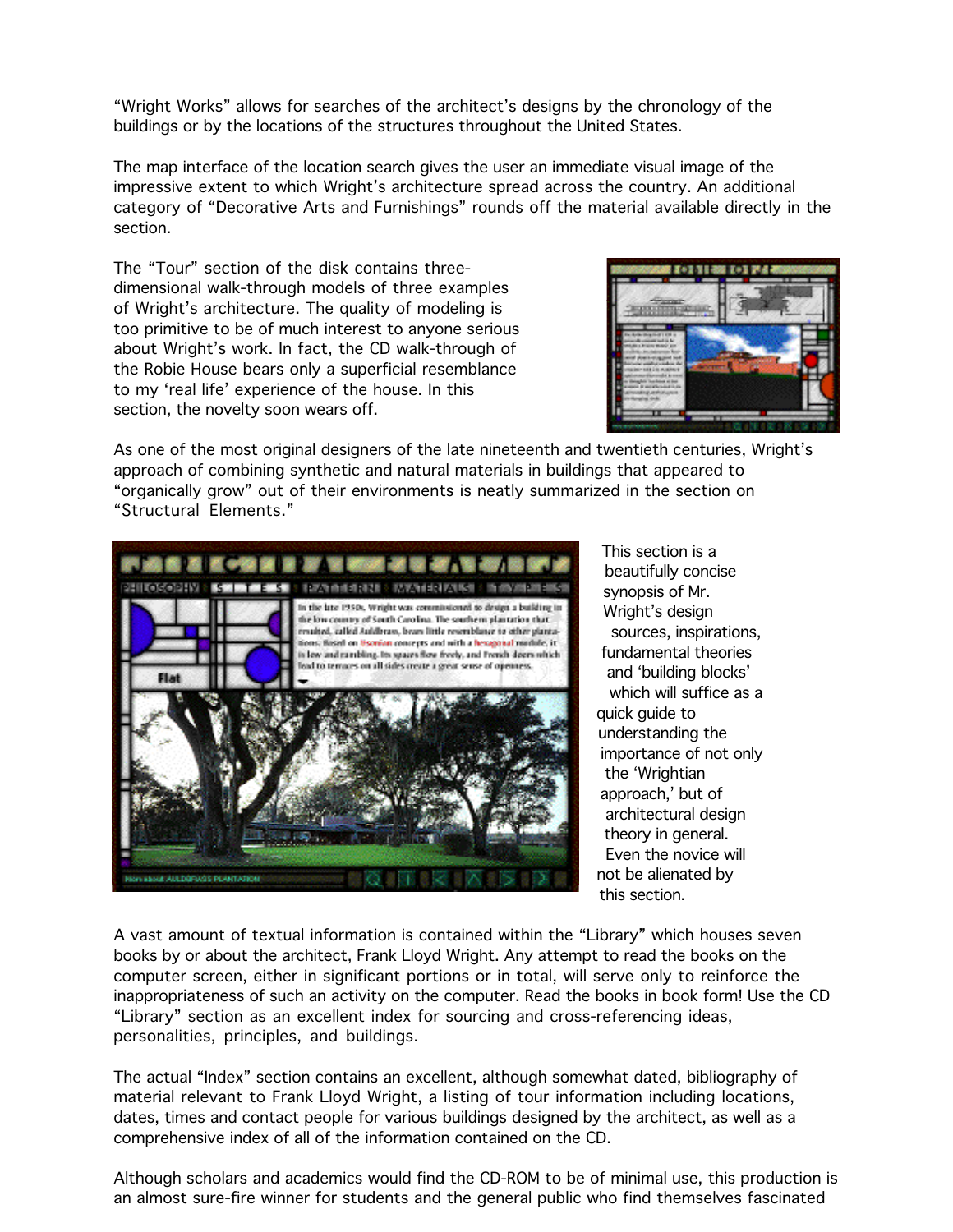"Wright Works" allows for searches of the architect's designs by the chronology of the buildings or by the locations of the structures throughout the United States.

The map interface of the location search gives the user an immediate visual image of the impressive extent to which Wright's architecture spread across the country. An additional category of "Decorative Arts and Furnishings" rounds off the material available directly in the section.

The "Tour" section of the disk contains three-dimensional walk-through models of three examples of Wright's architecture. The quality of modeling is too primitive to be of much interest to anyone serious about Wright's work. In fact, the CD walk-through of the Robie House bears only a superficial resemblance to my 'real life' experience of the house. In this section, the novelty soon wears off.

As one of the most original designers of the late nineteenth and twentieth centuries, Wright's approach of combining synthetic and natural materials in buildings that appeared to "organically grow" out of their environments is neatly summarized in the section on "Structural Elements."

This section is a beautifully concise synopsis of Mr. Wright's design sources, inspirations, fundamental theories and 'building blocks' which will suffice as a quick guide to understanding the importance of not only the 'Wrightian approach,' but of architectural design theory in general. Even the novice will not be alienated by this section.

A vast amount of textual information is contained within the "Library" which houses seven books by or about the architect, Frank Lloyd Wright. Any attempt to read the books on the computer screen, either in significant portions or in total, will serve only to reinforce the inappropriateness of such an activity on the computer. Read the books in book form! Use the CD "Library" section as an excellent index for sourcing and cross-referencing ideas, personalities, principles, and buildings.

The actual "Index" section contains an excellent, although somewhat dated, bibliography of material relevant to Frank Lloyd Wright, a listing of tour information including locations, dates, times and contact people for various buildings designed by the architect, as well as a comprehensive index of all of the information contained on the CD.

Although scholars and academics would find the CD-ROM to be of minimal use, this production is an almost sure-fire winner for students and the general public who find themselves fascinated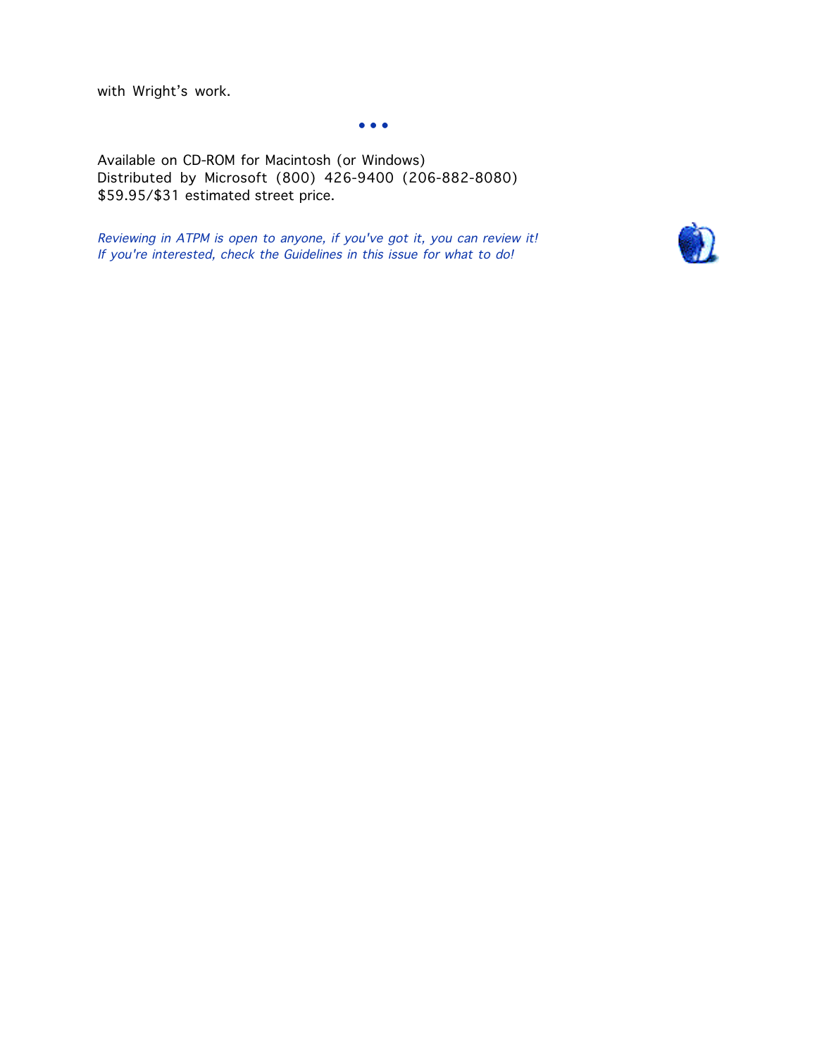with Wright's work.

• • •

Available on CD-ROM for Macintosh (or Windows)
Distributed by Microsoft (800) 426-9400 (206-882-8080)
$59.95/$31 estimated street price.

*Reviewing in ATPM is open to anyone, if you've got it, you can review it!*
*If you're interested, check the Guidelines in this issue for what to do!*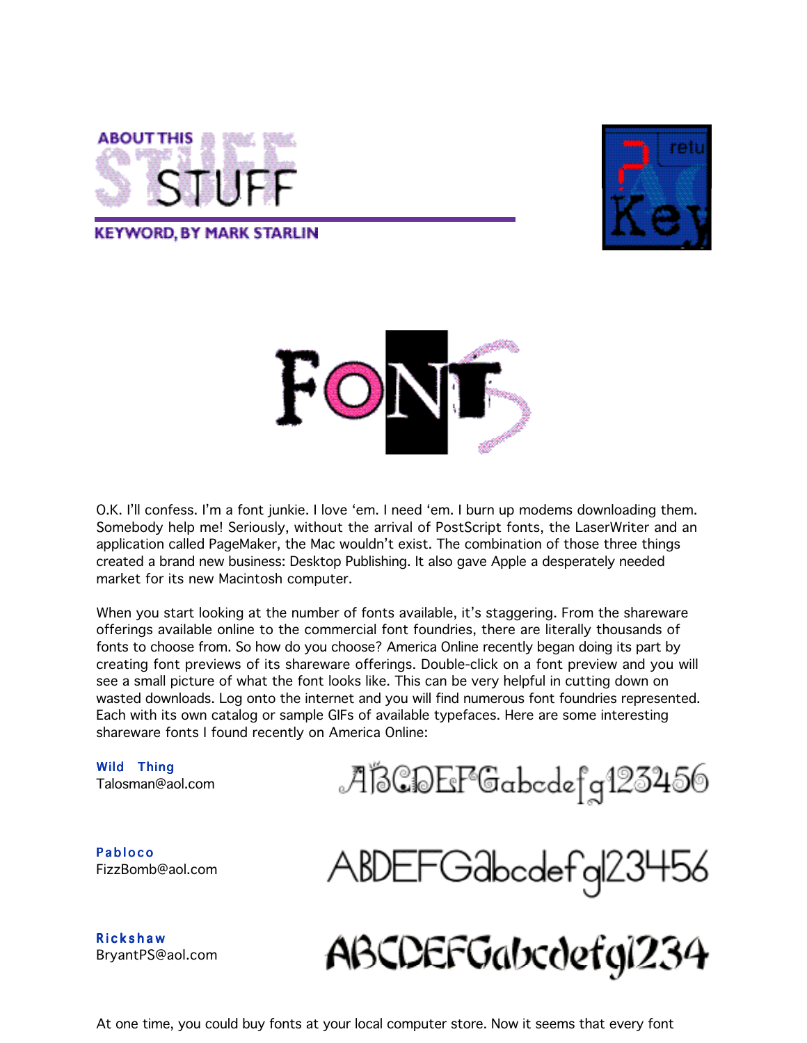ABOUT THIS STUFF

KEYWORD, BY MARK STARLIN

# FONTS

O.K. I'll confess. I'm a font junkie. I love 'em. I need 'em. I burn up modems downloading them. Somebody help me! Seriously, without the arrival of PostScript fonts, the LaserWriter and an application called PageMaker, the Mac wouldn't exist. The combination of those three things created a brand new business: Desktop Publishing. It also gave Apple a desperately needed market for its new Macintosh computer.

When you start looking at the number of fonts available, it's staggering. From the shareware offerings available online to the commercial font foundries, there are literally thousands of fonts to choose from. So how do you choose? America Online recently began doing its part by creating font previews of its shareware offerings. Double-click on a font preview and you will see a small picture of what the font looks like. This can be very helpful in cutting down on wasted downloads. Log onto the internet and you will find numerous font foundries represented. Each with its own catalog or sample GIFs of available typefaces. Here are some interesting shareware fonts I found recently on America Online:

**Wild Thing**
Talosman@aol.com

ABCDEFGabcdefg123456

**Pabloco**
FizzBomb@aol.com

ABDEFGabcdefg123456

**Rickshaw**
BryantPS@aol.com

ABCDEFGabcdefg1234

At one time, you could buy fonts at your local computer store. Now it seems that every font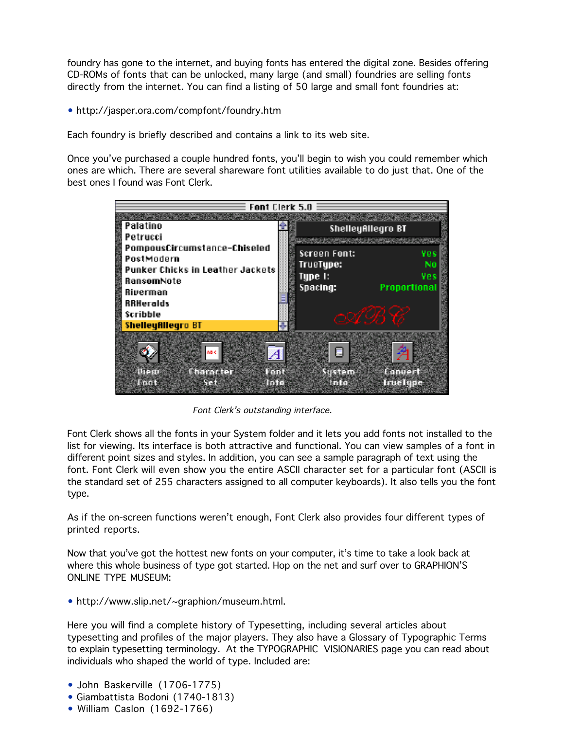foundry has gone to the internet, and buying fonts has entered the digital zone. Besides offering CD-ROMs of fonts that can be unlocked, many large (and small) foundries are selling fonts directly from the internet. You can find a listing of 50 large and small font foundries at:

- http://jasper.ora.com/compfont/foundry.htm

Each foundry is briefly described and contains a link to its web site.

Once you've purchased a couple hundred fonts, you'll begin to wish you could remember which ones are which. There are several shareware font utilities available to do just that. One of the best ones I found was Font Clerk.

*Font Clerk's outstanding interface.*

Font Clerk shows all the fonts in your System folder and it lets you add fonts not installed to the list for viewing. Its interface is both attractive and functional. You can view samples of a font in different point sizes and styles. In addition, you can see a sample paragraph of text using the font. Font Clerk will even show you the entire ASCII character set for a particular font (ASCII is the standard set of 255 characters assigned to all computer keyboards). It also tells you the font type.

As if the on-screen functions weren't enough, Font Clerk also provides four different types of printed reports.

Now that you've got the hottest new fonts on your computer, it's time to take a look back at where this whole business of type got started. Hop on the net and surf over to GRAPHION'S ONLINE TYPE MUSEUM:

- http://www.slip.net/~graphion/museum.html.

Here you will find a complete history of Typesetting, including several articles about typesetting and profiles of the major players. They also have a Glossary of Typographic Terms to explain typesetting terminology. At the TYPOGRAPHIC VISIONARIES page you can read about individuals who shaped the world of type. Included are:

- John Baskerville (1706-1775)
- Giambattista Bodoni (1740-1813)
- William Caslon (1692-1766)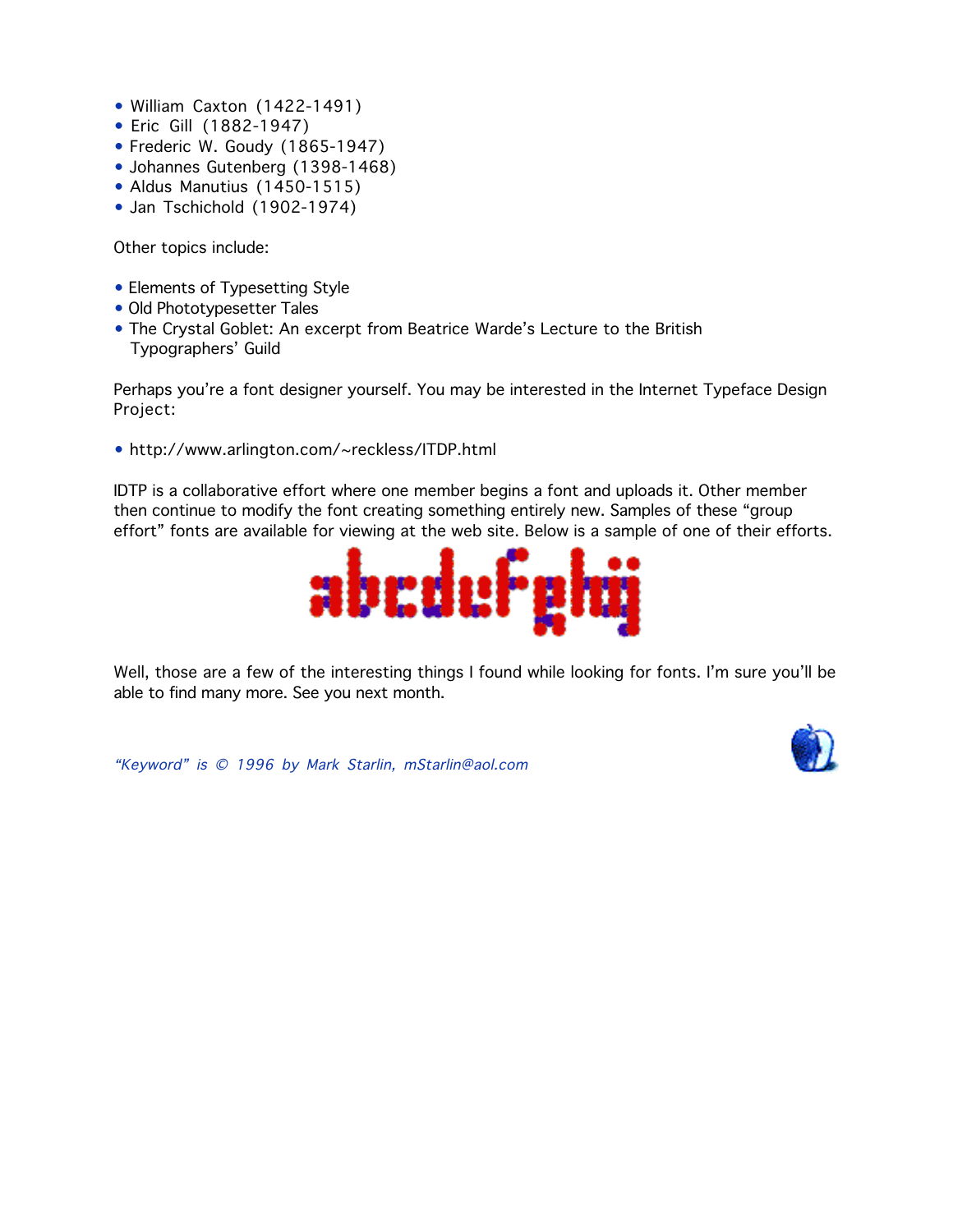- William Caxton (1422-1491)
- Eric Gill (1882-1947)
- Frederic W. Goudy (1865-1947)
- Johannes Gutenberg (1398-1468)
- Aldus Manutius (1450-1515)
- Jan Tschichold (1902-1974)

Other topics include:

- Elements of Typesetting Style
- Old Phototypesetter Tales
- The Crystal Goblet: An excerpt from Beatrice Warde's Lecture to the British Typographers' Guild

Perhaps you're a font designer yourself. You may be interested in the Internet Typeface Design Project:

- http://www.arlington.com/~reckless/ITDP.html

IDTP is a collaborative effort where one member begins a font and uploads it. Other member then continue to modify the font creating something entirely new. Samples of these "group effort" fonts are available for viewing at the web site. Below is a sample of one of their efforts.

Well, those are a few of the interesting things I found while looking for fonts. I'm sure you'll be able to find many more. See you next month.

*"Keyword" is © 1996 by Mark Starlin, mStarlin@aol.com*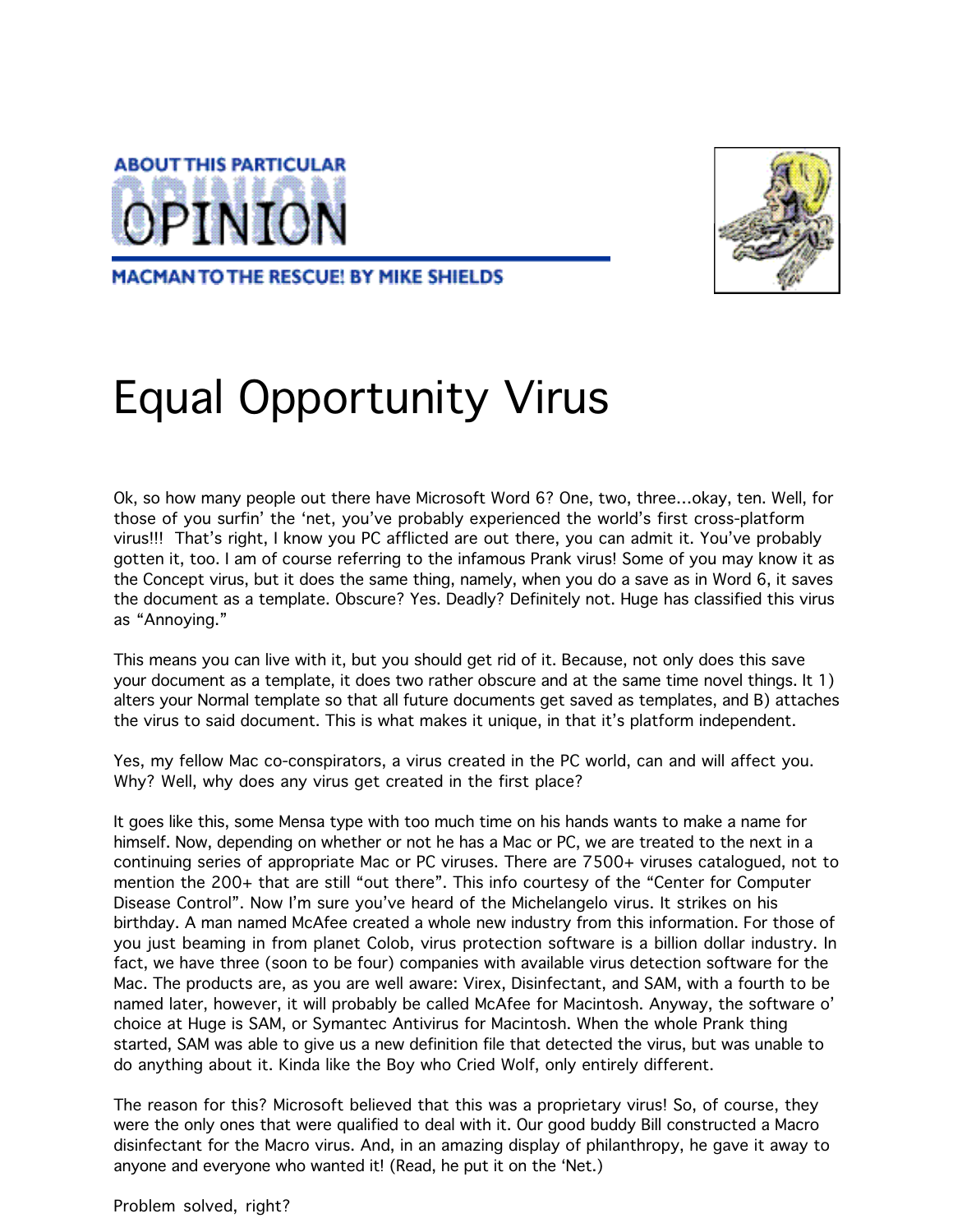ABOUT THIS PARTICULAR

OPINION

MACMAN TO THE RESCUE! BY MIKE SHIELDS

# Equal Opportunity Virus

Ok, so how many people out there have Microsoft Word 6? One, two, three...okay, ten. Well, for those of you surfin' the 'net, you've probably experienced the world's first cross-platform virus!!! That's right, I know you PC afflicted are out there, you can admit it. You've probably gotten it, too. I am of course referring to the infamous Prank virus! Some of you may know it as the Concept virus, but it does the same thing, namely, when you do a save as in Word 6, it saves the document as a template. Obscure? Yes. Deadly? Definitely not. Huge has classified this virus as "Annoying."

This means you can live with it, but you should get rid of it. Because, not only does this save your document as a template, it does two rather obscure and at the same time novel things. It 1) alters your Normal template so that all future documents get saved as templates, and B) attaches the virus to said document. This is what makes it unique, in that it's platform independent.

Yes, my fellow Mac co-conspirators, a virus created in the PC world, can and will affect you. Why? Well, why does any virus get created in the first place?

It goes like this, some Mensa type with too much time on his hands wants to make a name for himself. Now, depending on whether or not he has a Mac or PC, we are treated to the next in a continuing series of appropriate Mac or PC viruses. There are 7500+ viruses catalogued, not to mention the 200+ that are still "out there". This info courtesy of the "Center for Computer Disease Control". Now I'm sure you've heard of the Michelangelo virus. It strikes on his birthday. A man named McAfee created a whole new industry from this information. For those of you just beaming in from planet Colob, virus protection software is a billion dollar industry. In fact, we have three (soon to be four) companies with available virus detection software for the Mac. The products are, as you are well aware: Virex, Disinfectant, and SAM, with a fourth to be named later, however, it will probably be called McAfee for Macintosh. Anyway, the software o' choice at Huge is SAM, or Symantec Antivirus for Macintosh. When the whole Prank thing started, SAM was able to give us a new definition file that detected the virus, but was unable to do anything about it. Kinda like the Boy who Cried Wolf, only entirely different.

The reason for this? Microsoft believed that this was a proprietary virus! So, of course, they were the only ones that were qualified to deal with it. Our good buddy Bill constructed a Macro disinfectant for the Macro virus. And, in an amazing display of philanthropy, he gave it away to anyone and everyone who wanted it! (Read, he put it on the 'Net.)

Problem solved, right?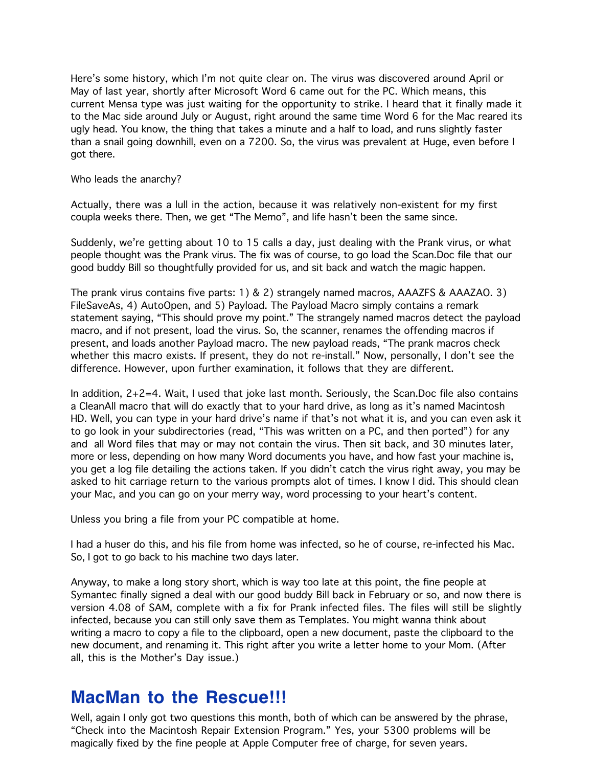Here's some history, which I'm not quite clear on. The virus was discovered around April or May of last year, shortly after Microsoft Word 6 came out for the PC. Which means, this current Mensa type was just waiting for the opportunity to strike. I heard that it finally made it to the Mac side around July or August, right around the same time Word 6 for the Mac reared its ugly head. You know, the thing that takes a minute and a half to load, and runs slightly faster than a snail going downhill, even on a 7200. So, the virus was prevalent at Huge, even before I got there.

Who leads the anarchy?

Actually, there was a lull in the action, because it was relatively non-existent for my first coupla weeks there. Then, we get "The Memo", and life hasn't been the same since.

Suddenly, we're getting about 10 to 15 calls a day, just dealing with the Prank virus, or what people thought was the Prank virus. The fix was of course, to go load the Scan.Doc file that our good buddy Bill so thoughtfully provided for us, and sit back and watch the magic happen.

The prank virus contains five parts: 1) & 2) strangely named macros, AAAZFS & AAAZAO. 3) FileSaveAs, 4) AutoOpen, and 5) Payload. The Payload Macro simply contains a remark statement saying, "This should prove my point." The strangely named macros detect the payload macro, and if not present, load the virus. So, the scanner, renames the offending macros if present, and loads another Payload macro. The new payload reads, "The prank macros check whether this macro exists. If present, they do not re-install." Now, personally, I don't see the difference. However, upon further examination, it follows that they are different.

In addition, 2+2=4. Wait, I used that joke last month. Seriously, the Scan.Doc file also contains a CleanAll macro that will do exactly that to your hard drive, as long as it's named Macintosh HD. Well, you can type in your hard drive's name if that's not what it is, and you can even ask it to go look in your subdirectories (read, "This was written on a PC, and then ported") for any and all Word files that may or may not contain the virus. Then sit back, and 30 minutes later, more or less, depending on how many Word documents you have, and how fast your machine is, you get a log file detailing the actions taken. If you didn't catch the virus right away, you may be asked to hit carriage return to the various prompts alot of times. I know I did. This should clean your Mac, and you can go on your merry way, word processing to your heart's content.

Unless you bring a file from your PC compatible at home.

I had a huser do this, and his file from home was infected, so he of course, re-infected his Mac. So, I got to go back to his machine two days later.

Anyway, to make a long story short, which is way too late at this point, the fine people at Symantec finally signed a deal with our good buddy Bill back in February or so, and now there is version 4.08 of SAM, complete with a fix for Prank infected files. The files will still be slightly infected, because you can still only save them as Templates. You might wanna think about writing a macro to copy a file to the clipboard, open a new document, paste the clipboard to the new document, and renaming it. This right after you write a letter home to your Mom. (After all, this is the Mother's Day issue.)

## MacMan to the Rescue!!!

Well, again I only got two questions this month, both of which can be answered by the phrase, "Check into the Macintosh Repair Extension Program." Yes, your 5300 problems will be magically fixed by the fine people at Apple Computer free of charge, for seven years.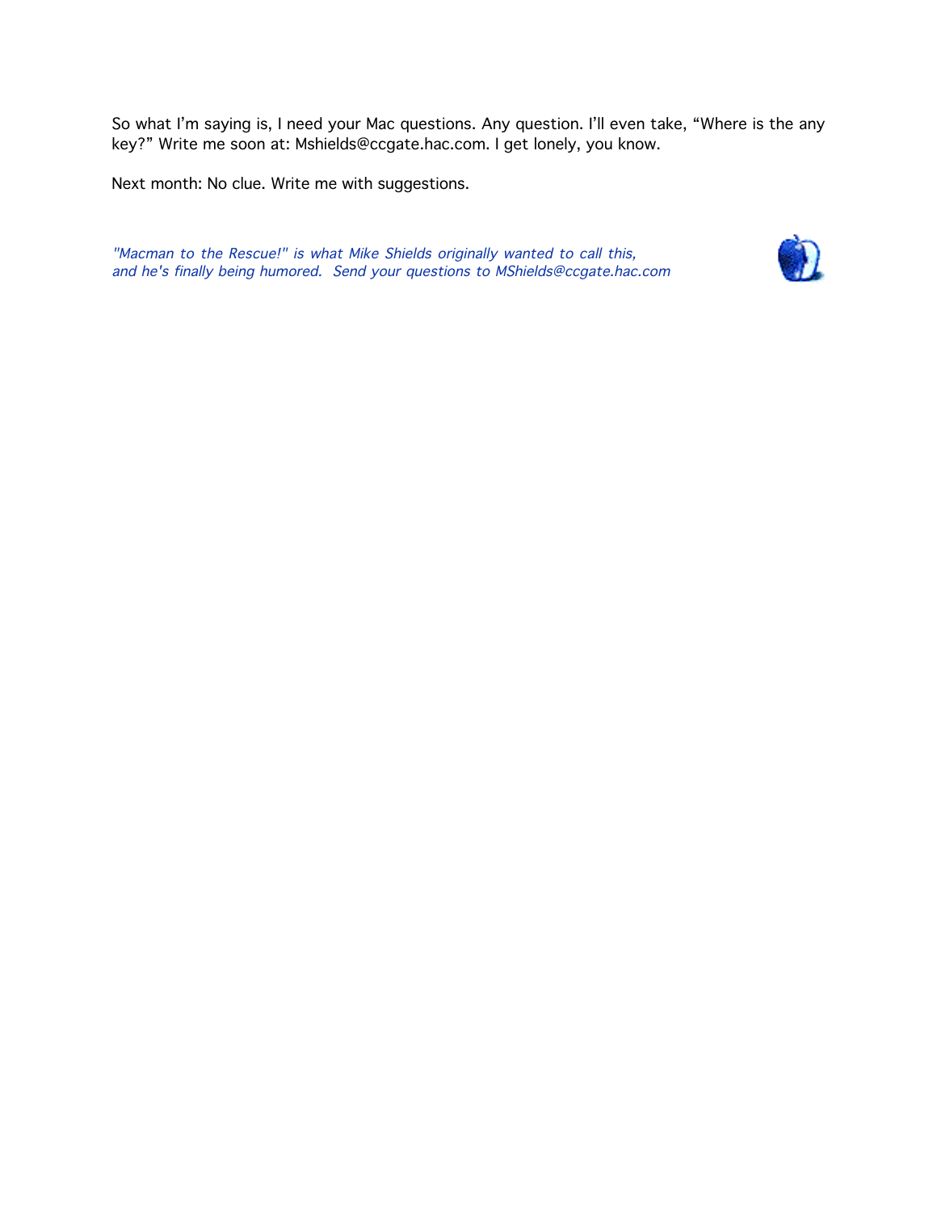So what I'm saying is, I need your Mac questions. Any question. I'll even take, "Where is the any key?" Write me soon at: Mshields@ccgate.hac.com. I get lonely, you know.

Next month: No clue. Write me with suggestions.

*"Macman to the Rescue!" is what Mike Shields originally wanted to call this, and he's finally being humored. Send your questions to MShields@ccgate.hac.com*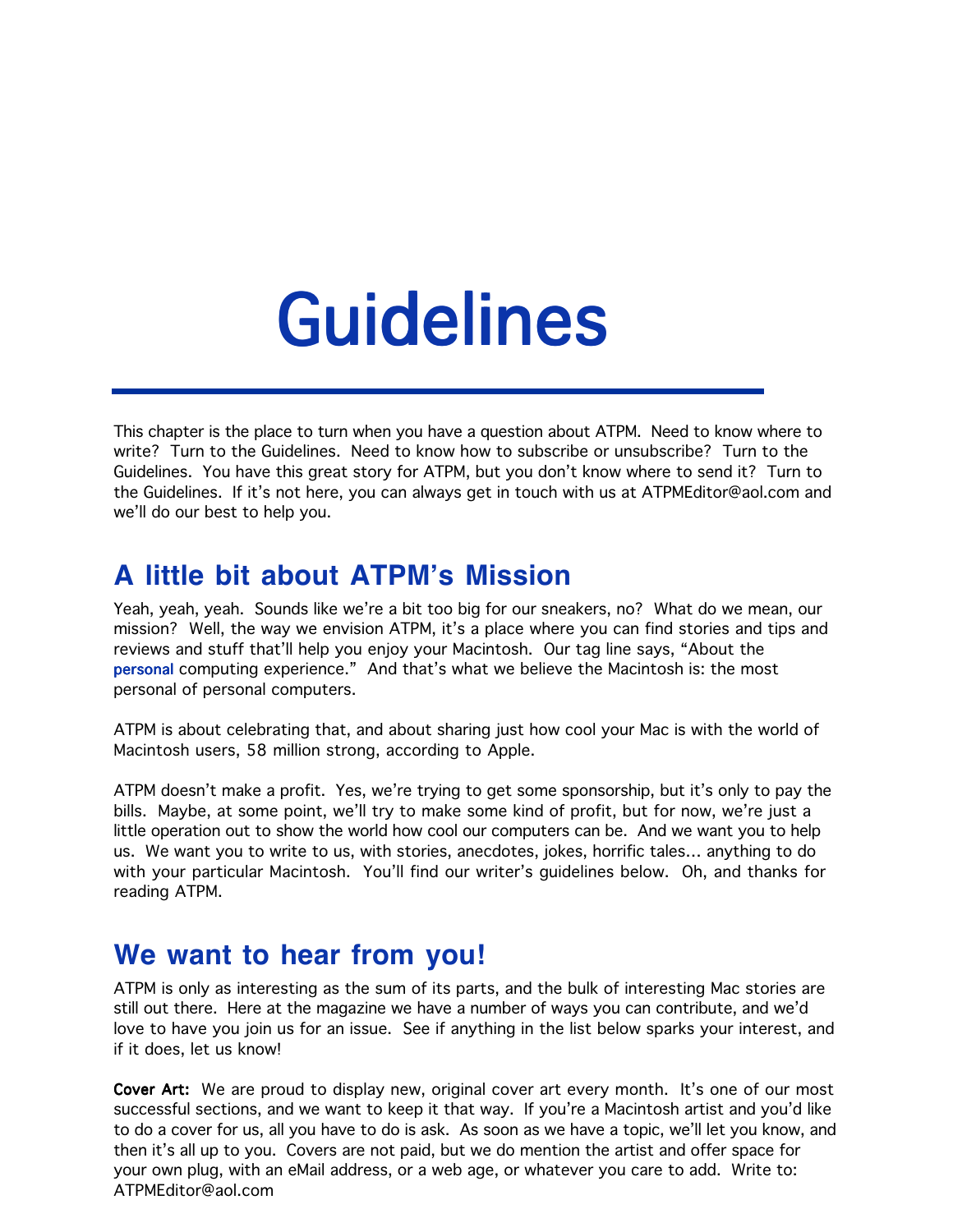# Guidelines

This chapter is the place to turn when you have a question about ATPM. Need to know where to write? Turn to the Guidelines. Need to know how to subscribe or unsubscribe? Turn to the Guidelines. You have this great story for ATPM, but you don't know where to send it? Turn to the Guidelines. If it's not here, you can always get in touch with us at ATPMEditor@aol.com and we'll do our best to help you.

## A little bit about ATPM's Mission

Yeah, yeah, yeah. Sounds like we're a bit too big for our sneakers, no? What do we mean, our mission? Well, the way we envision ATPM, it's a place where you can find stories and tips and reviews and stuff that'll help you enjoy your Macintosh. Our tag line says, "About the **personal** computing experience." And that's what we believe the Macintosh is: the most personal of personal computers.

ATPM is about celebrating that, and about sharing just how cool your Mac is with the world of Macintosh users, 58 million strong, according to Apple.

ATPM doesn't make a profit. Yes, we're trying to get some sponsorship, but it's only to pay the bills. Maybe, at some point, we'll try to make some kind of profit, but for now, we're just a little operation out to show the world how cool our computers can be. And we want you to help us. We want you to write to us, with stories, anecdotes, jokes, horrific tales… anything to do with your particular Macintosh. You'll find our writer's guidelines below. Oh, and thanks for reading ATPM.

## We want to hear from you!

ATPM is only as interesting as the sum of its parts, and the bulk of interesting Mac stories are still out there. Here at the magazine we have a number of ways you can contribute, and we'd love to have you join us for an issue. See if anything in the list below sparks your interest, and if it does, let us know!

**Cover Art:** We are proud to display new, original cover art every month. It's one of our most successful sections, and we want to keep it that way. If you're a Macintosh artist and you'd like to do a cover for us, all you have to do is ask. As soon as we have a topic, we'll let you know, and then it's all up to you. Covers are not paid, but we do mention the artist and offer space for your own plug, with an eMail address, or a web age, or whatever you care to add. Write to: ATPMEditor@aol.com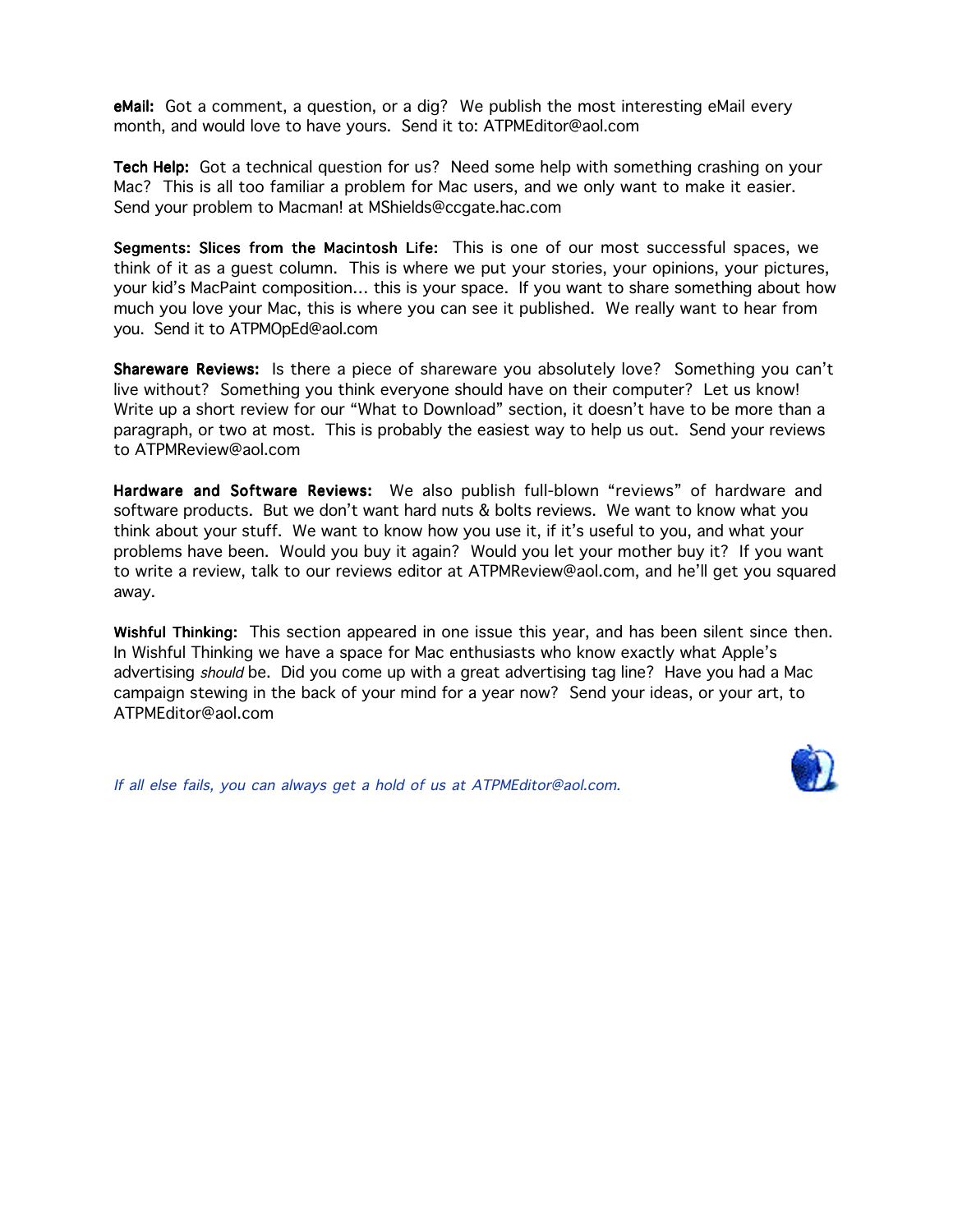**eMail:** Got a comment, a question, or a dig? We publish the most interesting eMail every month, and would love to have yours. Send it to: ATPMEditor@aol.com

**Tech Help:** Got a technical question for us? Need some help with something crashing on your Mac? This is all too familiar a problem for Mac users, and we only want to make it easier. Send your problem to Macman! at MShields@ccgate.hac.com

**Segments: Slices from the Macintosh Life:** This is one of our most successful spaces, we think of it as a guest column. This is where we put your stories, your opinions, your pictures, your kid's MacPaint composition… this is your space. If you want to share something about how much you love your Mac, this is where you can see it published. We really want to hear from you. Send it to ATPMOpEd@aol.com

**Shareware Reviews:** Is there a piece of shareware you absolutely love? Something you can't live without? Something you think everyone should have on their computer? Let us know! Write up a short review for our "What to Download" section, it doesn't have to be more than a paragraph, or two at most. This is probably the easiest way to help us out. Send your reviews to ATPMReview@aol.com

**Hardware and Software Reviews:** We also publish full-blown "reviews" of hardware and software products. But we don't want hard nuts & bolts reviews. We want to know what you think about your stuff. We want to know how you use it, if it's useful to you, and what your problems have been. Would you buy it again? Would you let your mother buy it? If you want to write a review, talk to our reviews editor at ATPMReview@aol.com, and he'll get you squared away.

**Wishful Thinking:** This section appeared in one issue this year, and has been silent since then. In Wishful Thinking we have a space for Mac enthusiasts who know exactly what Apple's advertising *should* be. Did you come up with a great advertising tag line? Have you had a Mac campaign stewing in the back of your mind for a year now? Send your ideas, or your art, to ATPMEditor@aol.com

*If all else fails, you can always get a hold of us at ATPMEditor@aol.com.*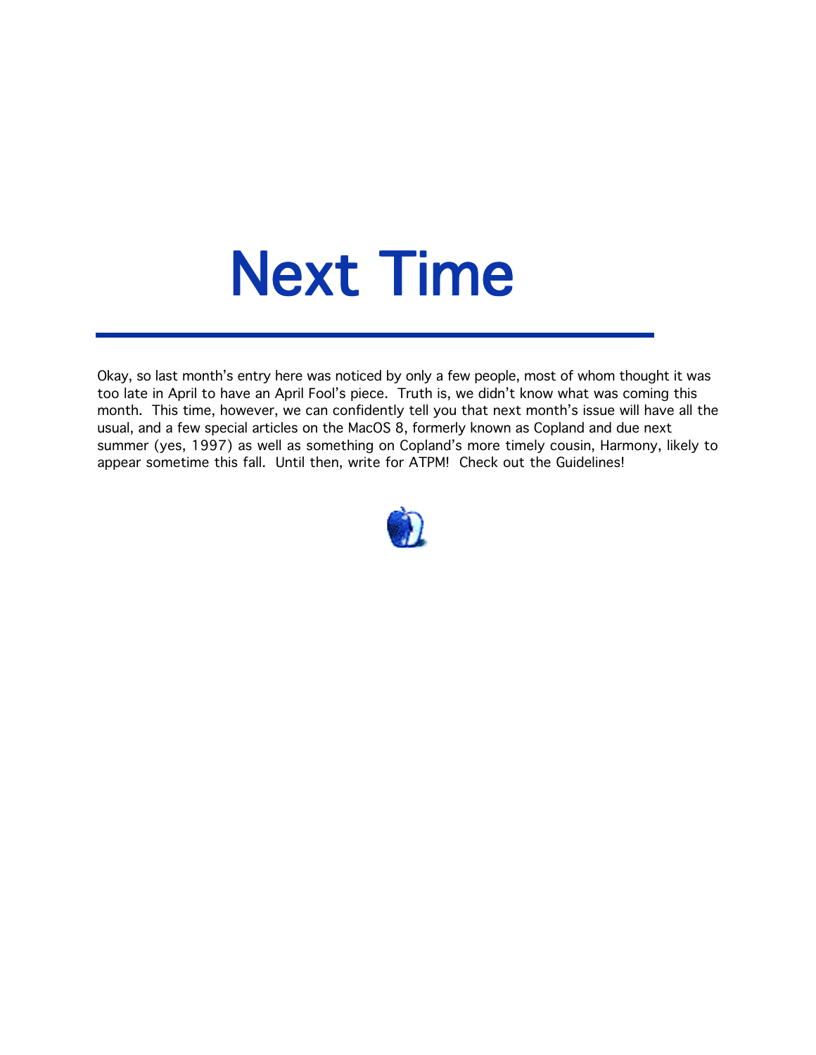# Next Time

Okay, so last month's entry here was noticed by only a few people, most of whom thought it was too late in April to have an April Fool's piece. Truth is, we didn't know what was coming this month. This time, however, we can confidently tell you that next month's issue will have all the usual, and a few special articles on the MacOS 8, formerly known as Copland and due next summer (yes, 1997) as well as something on Copland's more timely cousin, Harmony, likely to appear sometime this fall. Until then, write for ATPM! Check out the Guidelines!